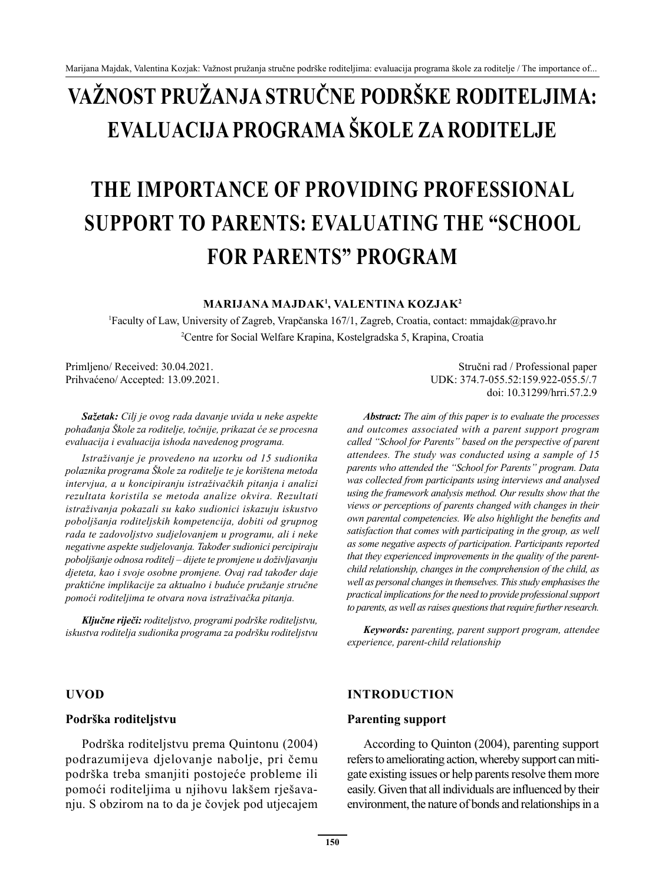# VAŽNOST PRUŽANJA STRUČNE PODRŠKE RODITELJIMA: EVALUACIJA PROGRAMA ŠKOLE ZA RODITELJE

# THE IMPORTANCE OF PROVIDING PROFESSIONAL SUPPORT TO PARENTS: EVALUATING THE "SCHOOL FOR PARENTS" PROGRAM

**MARIJANA MAJDAK[1], VALENTINA KOZJAK[2]**

[1]Faculty of Law, University of Zagreb, Vrapčanska 167/1, Zagreb, Croatia, contact: mmajdak@pravo.hr
[2]Centre for Social Welfare Krapina, Kostelgradska 5, Krapina, Croatia

Primljeno/ Received: 30.04.2021.
Prihvaćeno/ Accepted: 13.09.2021.

Stručni rad / Professional paper
UDK: 374.7-055.52:159.922-055.5/.7
doi: 10.31299/hrri.57.2.9

***Sažetak:*** *Cilj je ovog rada davanje uvida u neke aspekte pohađanja Škole za roditelje, točnije, prikazat će se procesna evaluacija i evaluacija ishoda navedenog programa.*

*Istraživanje je provedeno na uzorku od 15 sudionika polaznika programa Škole za roditelje te je korištena metoda intervjua, a u koncipiranju istraživačkih pitanja i analizi rezultata koristila se metoda analize okvira. Rezultati istraživanja pokazali su kako sudionici iskazuju iskustvo poboljšanja roditeljskih kompetencija, dobiti od grupnog rada te zadovoljstvo sudjelovanjem u programu, ali i neke negativne aspekte sudjelovanja. Također sudionici percipiraju poboljšanje odnosa roditelj – dijete te promjene u doživljavanju djeteta, kao i svoje osobne promjene. Ovaj rad također daje praktične implikacije za aktualno i buduće pružanje stručne pomoći roditeljima te otvara nova istraživačka pitanja.*

***Ključne riječi:*** *roditeljstvo, programi podrške roditeljstvu, iskustva roditelja sudionika programa za podršku roditeljstvu*

***Abstract:*** *The aim of this paper is to evaluate the processes and outcomes associated with a parent support program called "School for Parents" based on the perspective of parent attendees. The study was conducted using a sample of 15 parents who attended the "School for Parents" program. Data was collected from participants using interviews and analysed using the framework analysis method. Our results show that the views or perceptions of parents changed with changes in their own parental competencies. We also highlight the benefits and satisfaction that comes with participating in the group, as well as some negative aspects of participation. Participants reported that they experienced improvements in the quality of the parent-child relationship, changes in the comprehension of the child, as well as personal changes in themselves. This study emphasises the practical implications for the need to provide professional support to parents, as well as raises questions that require further research.*

***Keywords:*** *parenting, parent support program, attendee experience, parent-child relationship*

## UVOD

### Podrška roditeljstvu

Podrška roditeljstvu prema Quintonu (2004) podrazumijeva djelovanje nabolje, pri čemu podrška treba smanjiti postojeće probleme ili pomoći roditeljima u njihovu lakšem rješavanju. S obzirom na to da je čovjek pod utjecajem

## INTRODUCTION

### Parenting support

According to Quinton (2004), parenting support refers to ameliorating action, whereby support can mitigate existing issues or help parents resolve them more easily. Given that all individuals are influenced by their environment, the nature of bonds and relationships in a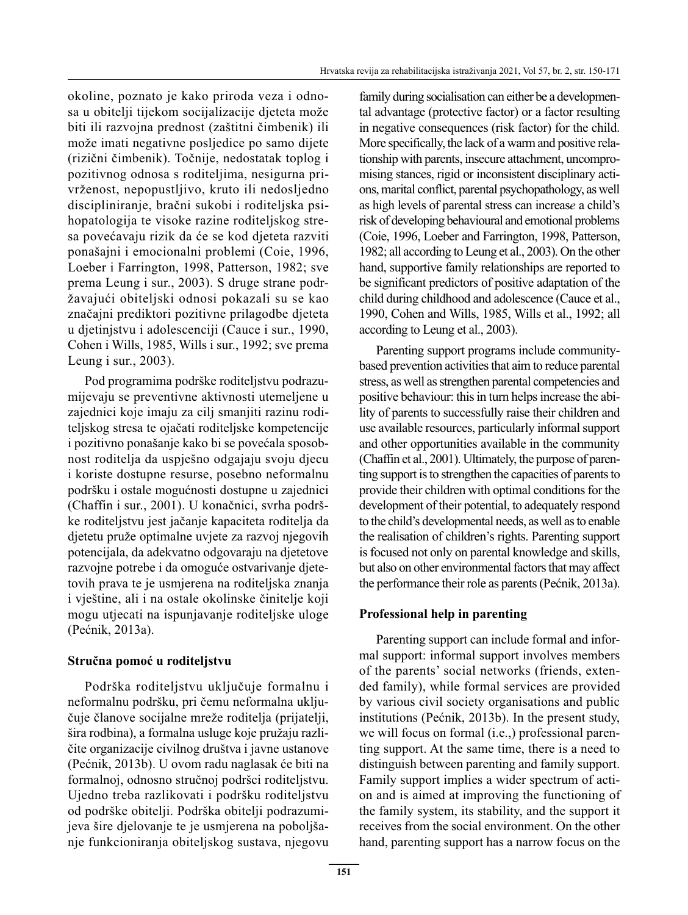okoline, poznato je kako priroda veza i odnosa u obitelji tijekom socijalizacije djeteta može biti ili razvojna prednost (zaštitni čimbenik) ili može imati negativne posljedice po samo dijete (rizični čimbenik). Točnije, nedostatak toplog i pozitivnog odnosa s roditeljima, nesigurna privrženost, nepopustljivo, kruto ili nedosljedno discipliniranje, bračni sukobi i roditeljska psihopatologija te visoke razine roditeljskog stresa povećavaju rizik da će se kod djeteta razviti ponašajni i emocionalni problemi (Coie, 1996, Loeber i Farrington, 1998, Patterson, 1982; sve prema Leung i sur., 2003). S druge strane podržavajući obiteljski odnosi pokazali su se kao značajni prediktori pozitivne prilagodbe djeteta u djetinjstvu i adolescenciji (Cauce i sur., 1990, Cohen i Wills, 1985, Wills i sur., 1992; sve prema Leung i sur., 2003).

Pod programima podrške roditeljstvu podrazumijevaju se preventivne aktivnosti utemeljene u zajednici koje imaju za cilj smanjiti razinu roditeljskog stresa te ojačati roditeljske kompetencije i pozitivno ponašanje kako bi se povećala sposobnost roditelja da uspješno odgajaju svoju djecu i koriste dostupne resurse, posebno neformalnu podršku i ostale mogućnosti dostupne u zajednici (Chaffin i sur., 2001). U konačnici, svrha podrške roditeljstvu jest jačanje kapaciteta roditelja da djetetu pruže optimalne uvjete za razvoj njegovih potencijala, da adekvatno odgovaraju na djetetove razvojne potrebe i da omoguće ostvarivanje djetetovih prava te je usmjerena na roditeljska znanja i vještine, ali i na ostale okolinske činitelje koji mogu utjecati na ispunjavanje roditeljske uloge (Pećnik, 2013a).

## Stručna pomoć u roditeljstvu

Podrška roditeljstvu uključuje formalnu i neformalnu podršku, pri čemu neformalna uključuje članove socijalne mreže roditelja (prijatelji, šira rodbina), a formalna usluge koje pružaju različite organizacije civilnog društva i javne ustanove (Pećnik, 2013b). U ovom radu naglasak će biti na formalnoj, odnosno stručnoj podršci roditeljstvu. Ujedno treba razlikovati i podršku roditeljstvu od podrške obitelji. Podrška obitelji podrazumijeva šire djelovanje te je usmjerena na poboljšanje funkcioniranja obiteljskog sustava, njegovu

family during socialisation can either be a developmental advantage (protective factor) or a factor resulting in negative consequences (risk factor) for the child. More specifically, the lack of a warm and positive relationship with parents, insecure attachment, uncompromising stances, rigid or inconsistent disciplinary actions, marital conflict, parental psychopathology, as well as high levels of parental stress can increase a child's risk of developing behavioural and emotional problems (Coie, 1996, Loeber and Farrington, 1998, Patterson, 1982; all according to Leung et al., 2003). On the other hand, supportive family relationships are reported to be significant predictors of positive adaptation of the child during childhood and adolescence (Cauce et al., 1990, Cohen and Wills, 1985, Wills et al., 1992; all according to Leung et al., 2003).

Parenting support programs include community-based prevention activities that aim to reduce parental stress, as well as strengthen parental competencies and positive behaviour: this in turn helps increase the ability of parents to successfully raise their children and use available resources, particularly informal support and other opportunities available in the community (Chaffin et al., 2001). Ultimately, the purpose of parenting support is to strengthen the capacities of parents to provide their children with optimal conditions for the development of their potential, to adequately respond to the child's developmental needs, as well as to enable the realisation of children's rights. Parenting support is focused not only on parental knowledge and skills, but also on other environmental factors that may affect the performance their role as parents (Pećnik, 2013a).

## Professional help in parenting

Parenting support can include formal and informal support: informal support involves members of the parents' social networks (friends, extended family), while formal services are provided by various civil society organisations and public institutions (Pećnik, 2013b). In the present study, we will focus on formal (i.e.,) professional parenting support. At the same time, there is a need to distinguish between parenting and family support. Family support implies a wider spectrum of action and is aimed at improving the functioning of the family system, its stability, and the support it receives from the social environment. On the other hand, parenting support has a narrow focus on the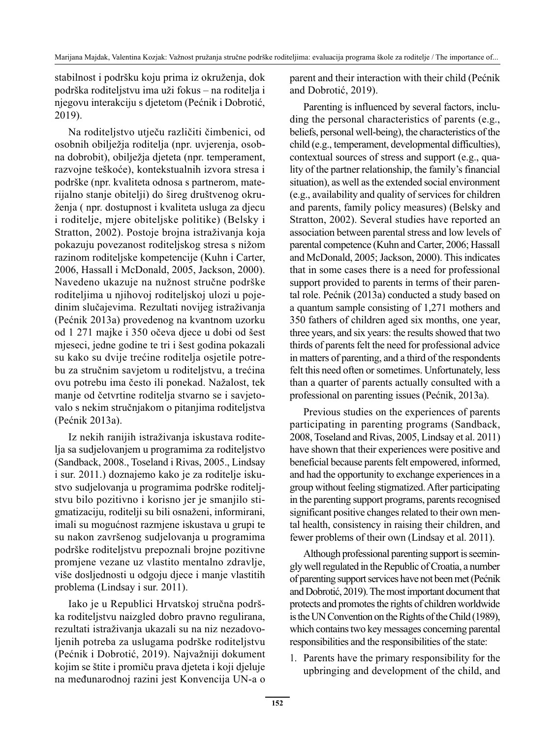stabilnost i podršku koju prima iz okruženja, dok podrška roditeljstvu ima uži fokus – na roditelja i njegovu interakciju s djetetom (Pećnik i Dobrotić, 2019).

Na roditeljstvo utječu različiti čimbenici, od osobnih obilježja roditelja (npr. uvjerenja, osobna dobrobit), obilježja djeteta (npr. temperament, razvojne teškoće), kontekstualnih izvora stresa i podrške (npr. kvaliteta odnosa s partnerom, materijalno stanje obitelji) do šireg društvenog okruženja ( npr. dostupnost i kvaliteta usluga za djecu i roditelje, mjere obiteljske politike) (Belsky i Stratton, 2002). Postoje brojna istraživanja koja pokazuju povezanost roditeljskog stresa s nižom razinom roditeljske kompetencije (Kuhn i Carter, 2006, Hassall i McDonald, 2005, Jackson, 2000). Navedeno ukazuje na nužnost stručne podrške roditeljima u njihovoj roditeljskoj ulozi u pojedinim slučajevima. Rezultati novijeg istraživanja (Pećnik 2013a) provedenog na kvantnom uzorku od 1 271 majke i 350 očeva djece u dobi od šest mjeseci, jedne godine te tri i šest godina pokazali su kako su dvije trećine roditelja osjetile potrebu za stručnim savjetom u roditeljstvu, a trećina ovu potrebu ima često ili ponekad. Nažalost, tek manje od četvrtine roditelja stvarno se i savjetovalo s nekim stručnjakom o pitanjima roditeljstva (Pećnik 2013a).

Iz nekih ranijih istraživanja iskustava roditelja sa sudjelovanjem u programima za roditeljstvo (Sandback, 2008., Toseland i Rivas, 2005., Lindsay i sur. 2011.) doznajemo kako je za roditelje iskustvo sudjelovanja u programima podrške roditeljstvu bilo pozitivno i korisno jer je smanjilo stigmatizaciju, roditelji su bili osnaženi, informirani, imali su mogućnost razmjene iskustava u grupi te su nakon završenog sudjelovanja u programima podrške roditeljstvu prepoznali brojne pozitivne promjene vezane uz vlastito mentalno zdravlje, više dosljednosti u odgoju djece i manje vlastitih problema (Lindsay i sur. 2011).

Iako je u Republici Hrvatskoj stručna podrška roditeljstvu naizgled dobro pravno regulirana, rezultati istraživanja ukazali su na niz nezadovoljenih potreba za uslugama podrške roditeljstvu (Pećnik i Dobrotić, 2019). Najvažniji dokument kojim se štite i promiču prava djeteta i koji djeluje na međunarodnoj razini jest Konvencija UN-a o

parent and their interaction with their child (Pećnik and Dobrotić, 2019).

Parenting is influenced by several factors, including the personal characteristics of parents (e.g., beliefs, personal well-being), the characteristics of the child (e.g., temperament, developmental difficulties), contextual sources of stress and support (e.g., quality of the partner relationship, the family's financial situation), as well as the extended social environment (e.g., availability and quality of services for children and parents, family policy measures) (Belsky and Stratton, 2002). Several studies have reported an association between parental stress and low levels of parental competence (Kuhn and Carter, 2006; Hassall and McDonald, 2005; Jackson, 2000). This indicates that in some cases there is a need for professional support provided to parents in terms of their parental role. Pećnik (2013a) conducted a study based on a quantum sample consisting of 1,271 mothers and 350 fathers of children aged six months, one year, three years, and six years: the results showed that two thirds of parents felt the need for professional advice in matters of parenting, and a third of the respondents felt this need often or sometimes. Unfortunately, less than a quarter of parents actually consulted with a professional on parenting issues (Pećnik, 2013a).

Previous studies on the experiences of parents participating in parenting programs (Sandback, 2008, Toseland and Rivas, 2005, Lindsay et al. 2011) have shown that their experiences were positive and beneficial because parents felt empowered, informed, and had the opportunity to exchange experiences in a group without feeling stigmatized. After participating in the parenting support programs, parents recognised significant positive changes related to their own mental health, consistency in raising their children, and fewer problems of their own (Lindsay et al. 2011).

Although professional parenting support is seemingly well regulated in the Republic of Croatia, a number of parenting support services have not been met (Pećnik and Dobrotić, 2019). The most important document that protects and promotes the rights of children worldwide is the UN Convention on the Rights of the Child (1989), which contains two key messages concerning parental responsibilities and the responsibilities of the state:

1. Parents have the primary responsibility for the upbringing and development of the child, and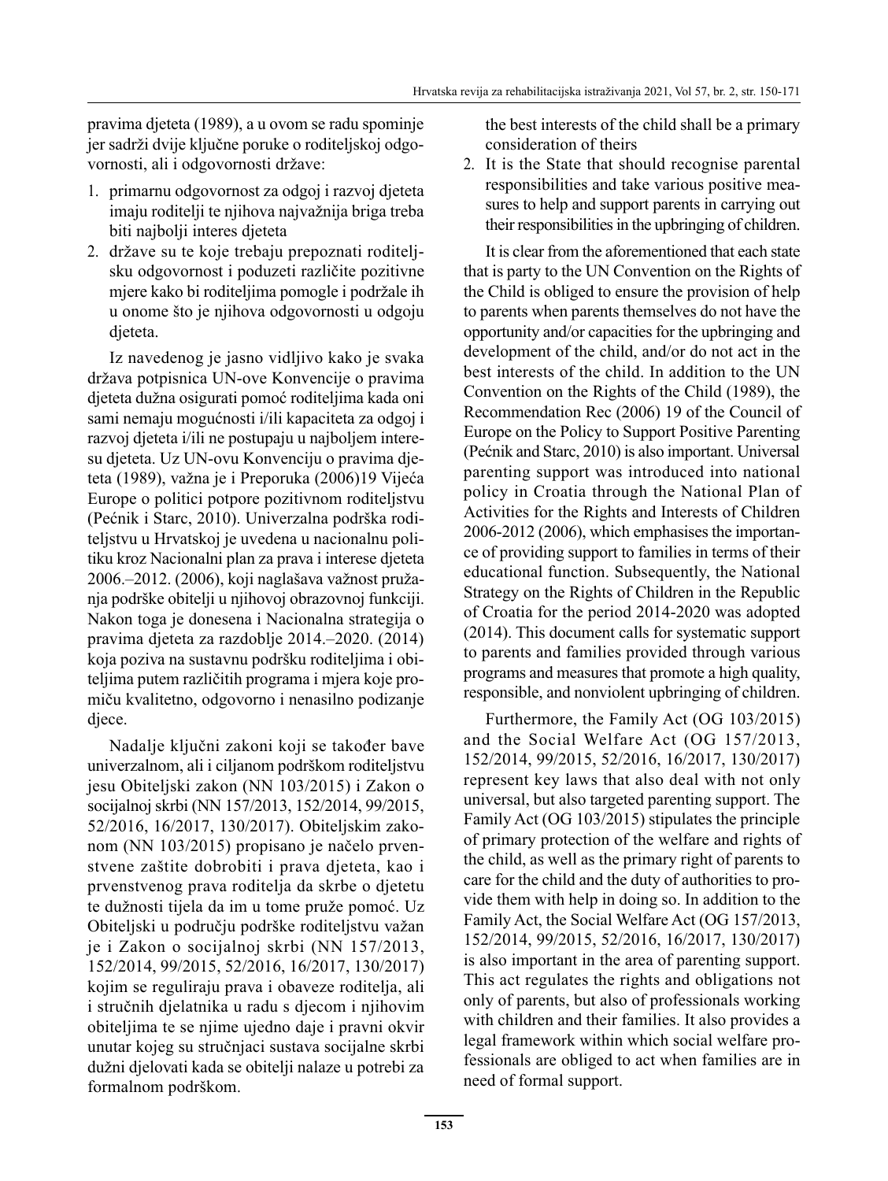pravima djeteta (1989), a u ovom se radu spominje jer sadrži dvije ključne poruke o roditeljskoj odgovornosti, ali i odgovornosti države:

1. primarnu odgovornost za odgoj i razvoj djeteta imaju roditelji te njihova najvažnija briga treba biti najbolji interes djeteta
2. države su te koje trebaju prepoznati roditeljsku odgovornost i poduzeti različite pozitivne mjere kako bi roditeljima pomogle i podržale ih u onome što je njihova odgovornosti u odgoju djeteta.

Iz navedenog je jasno vidljivo kako je svaka država potpisnica UN-ove Konvencije o pravima djeteta dužna osigurati pomoć roditeljima kada oni sami nemaju mogućnosti i/ili kapaciteta za odgoj i razvoj djeteta i/ili ne postupaju u najboljem interesu djeteta. Uz UN-ovu Konvenciju o pravima djeteta (1989), važna je i Preporuka (2006)19 Vijeća Europe o politici potpore pozitivnom roditeljstvu (Pećnik i Starc, 2010). Univerzalna podrška roditeljstvu u Hrvatskoj je uvedena u nacionalnu politiku kroz Nacionalni plan za prava i interese djeteta 2006.–2012. (2006), koji naglašava važnost pružanja podrške obitelji u njihovoj obrazovnoj funkciji. Nakon toga je donesena i Nacionalna strategija o pravima djeteta za razdoblje 2014.–2020. (2014) koja poziva na sustavnu podršku roditeljima i obiteljima putem različitih programa i mjera koje promiču kvalitetno, odgovorno i nenasilno podizanje djece.

Nadalje ključni zakoni koji se također bave univerzalnom, ali i ciljanom podrškom roditeljstvu jesu Obiteljski zakon (NN 103/2015) i Zakon o socijalnoj skrbi (NN 157/2013, 152/2014, 99/2015, 52/2016, 16/2017, 130/2017). Obiteljskim zakonom (NN 103/2015) propisano je načelo prvenstvene zaštite dobrobiti i prava djeteta, kao i prvenstvenog prava roditelja da skrbe o djetetu te dužnosti tijela da im u tome pruže pomoć. Uz Obiteljski u području podrške roditeljstvu važan je i Zakon o socijalnoj skrbi (NN 157/2013, 152/2014, 99/2015, 52/2016, 16/2017, 130/2017) kojim se reguliraju prava i obaveze roditelja, ali i stručnih djelatnika u radu s djecom i njihovim obiteljima te se njime ujedno daje i pravni okvir unutar kojeg su stručnjaci sustava socijalne skrbi dužni djelovati kada se obitelji nalaze u potrebi za formalnom podrškom.

the best interests of the child shall be a primary consideration of theirs

2. It is the State that should recognise parental responsibilities and take various positive measures to help and support parents in carrying out their responsibilities in the upbringing of children.

It is clear from the aforementioned that each state that is party to the UN Convention on the Rights of the Child is obliged to ensure the provision of help to parents when parents themselves do not have the opportunity and/or capacities for the upbringing and development of the child, and/or do not act in the best interests of the child. In addition to the UN Convention on the Rights of the Child (1989), the Recommendation Rec (2006) 19 of the Council of Europe on the Policy to Support Positive Parenting (Pećnik and Starc, 2010) is also important. Universal parenting support was introduced into national policy in Croatia through the National Plan of Activities for the Rights and Interests of Children 2006-2012 (2006), which emphasises the importance of providing support to families in terms of their educational function. Subsequently, the National Strategy on the Rights of Children in the Republic of Croatia for the period 2014-2020 was adopted (2014). This document calls for systematic support to parents and families provided through various programs and measures that promote a high quality, responsible, and nonviolent upbringing of children.

Furthermore, the Family Act (OG 103/2015) and the Social Welfare Act (OG 157/2013, 152/2014, 99/2015, 52/2016, 16/2017, 130/2017) represent key laws that also deal with not only universal, but also targeted parenting support. The Family Act (OG 103/2015) stipulates the principle of primary protection of the welfare and rights of the child, as well as the primary right of parents to care for the child and the duty of authorities to provide them with help in doing so. In addition to the Family Act, the Social Welfare Act (OG 157/2013, 152/2014, 99/2015, 52/2016, 16/2017, 130/2017) is also important in the area of parenting support. This act regulates the rights and obligations not only of parents, but also of professionals working with children and their families. It also provides a legal framework within which social welfare professionals are obliged to act when families are in need of formal support.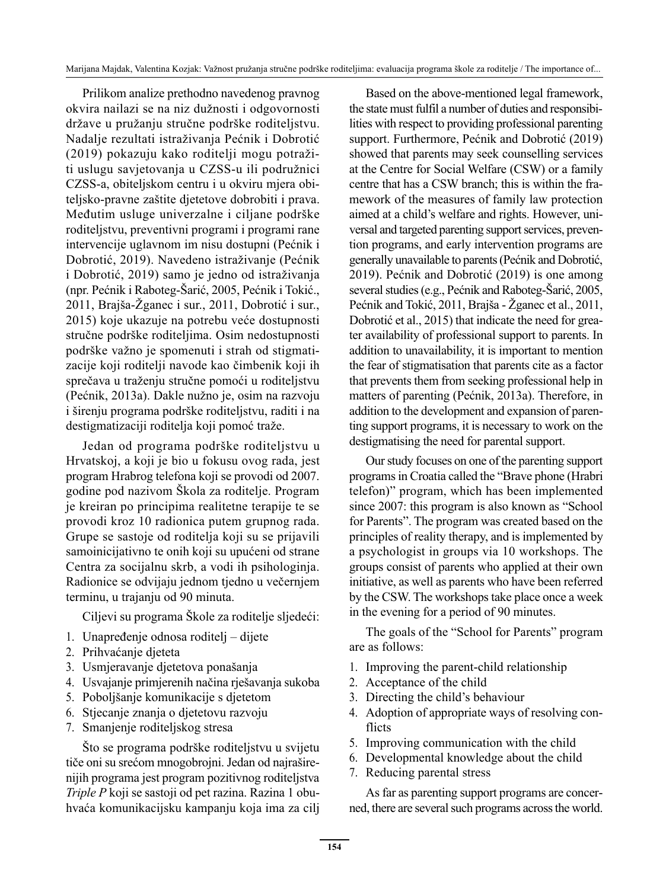Prilikom analize prethodno navedenog pravnog okvira nailazi se na niz dužnosti i odgovornosti države u pružanju stručne podrške roditeljstvu. Nadalje rezultati istraživanja Pećnik i Dobrotić (2019) pokazuju kako roditelji mogu potražiti uslugu savjetovanja u CZSS-u ili podružnici CZSS-a, obiteljskom centru i u okviru mjera obiteljsko-pravne zaštite djetetove dobrobiti i prava. Međutim usluge univerzalne i ciljane podrške roditeljstvu, preventivni programi i programi rane intervencije uglavnom im nisu dostupni (Pećnik i Dobrotić, 2019). Navedeno istraživanje (Pećnik i Dobrotić, 2019) samo je jedno od istraživanja (npr. Pećnik i Raboteg-Šarić, 2005, Pećnik i Tokić., 2011, Brajša-Žganec i sur., 2011, Dobrotić i sur., 2015) koje ukazuje na potrebu veće dostupnosti stručne podrške roditeljima. Osim nedostupnosti podrške važno je spomenuti i strah od stigmatizacije koji roditelji navode kao čimbenik koji ih sprečava u traženju stručne pomoći u roditeljstvu (Pećnik, 2013a). Dakle nužno je, osim na razvoju i širenju programa podrške roditeljstvu, raditi i na destigmatizaciji roditelja koji pomoć traže.

Jedan od programa podrške roditeljstvu u Hrvatskoj, a koji je bio u fokusu ovog rada, jest program Hrabrog telefona koji se provodi od 2007. godine pod nazivom Škola za roditelje. Program je kreiran po principima realitetne terapije te se provodi kroz 10 radionica putem grupnog rada. Grupe se sastoje od roditelja koji su se prijavili samoinicijativno te onih koji su upućeni od strane Centra za socijalnu skrb, a vodi ih psihologinja. Radionice se odvijaju jednom tjedno u večernjem terminu, u trajanju od 90 minuta.

Ciljevi su programa Škole za roditelje sljedeći:

1. Unapređenje odnosa roditelj – dijete
2. Prihvaćanje djeteta
3. Usmjeravanje djetetova ponašanja
4. Usvajanje primjerenih načina rješavanja sukoba
5. Poboljšanje komunikacije s djetetom
6. Stjecanje znanja o djetetovu razvoju
7. Smanjenje roditeljskog stresa

Što se programa podrške roditeljstvu u svijetu tiče oni su srećom mnogobrojni. Jedan od najraširenijih programa jest program pozitivnog roditeljstva *Triple P* koji se sastoji od pet razina. Razina 1 obuhvaća komunikacijsku kampanju koja ima za cilj

Based on the above-mentioned legal framework, the state must fulfil a number of duties and responsibilities with respect to providing professional parenting support. Furthermore, Pećnik and Dobrotić (2019) showed that parents may seek counselling services at the Centre for Social Welfare (CSW) or a family centre that has a CSW branch; this is within the framework of the measures of family law protection aimed at a child's welfare and rights. However, universal and targeted parenting support services, prevention programs, and early intervention programs are generally unavailable to parents (Pećnik and Dobrotić, 2019). Pećnik and Dobrotić (2019) is one among several studies (e.g., Pećnik and Raboteg-Šarić, 2005, Pećnik and Tokić, 2011, Brajša - Žganec et al., 2011, Dobrotić et al., 2015) that indicate the need for greater availability of professional support to parents. In addition to unavailability, it is important to mention the fear of stigmatisation that parents cite as a factor that prevents them from seeking professional help in matters of parenting (Pećnik, 2013a). Therefore, in addition to the development and expansion of parenting support programs, it is necessary to work on the destigmatising the need for parental support.

Our study focuses on one of the parenting support programs in Croatia called the "Brave phone (Hrabri telefon)" program, which has been implemented since 2007: this program is also known as "School for Parents". The program was created based on the principles of reality therapy, and is implemented by a psychologist in groups via 10 workshops. The groups consist of parents who applied at their own initiative, as well as parents who have been referred by the CSW. The workshops take place once a week in the evening for a period of 90 minutes.

The goals of the "School for Parents" program are as follows:

1. Improving the parent-child relationship
2. Acceptance of the child
3. Directing the child's behaviour
4. Adoption of appropriate ways of resolving conflicts
5. Improving communication with the child
6. Developmental knowledge about the child
7. Reducing parental stress

As far as parenting support programs are concerned, there are several such programs across the world.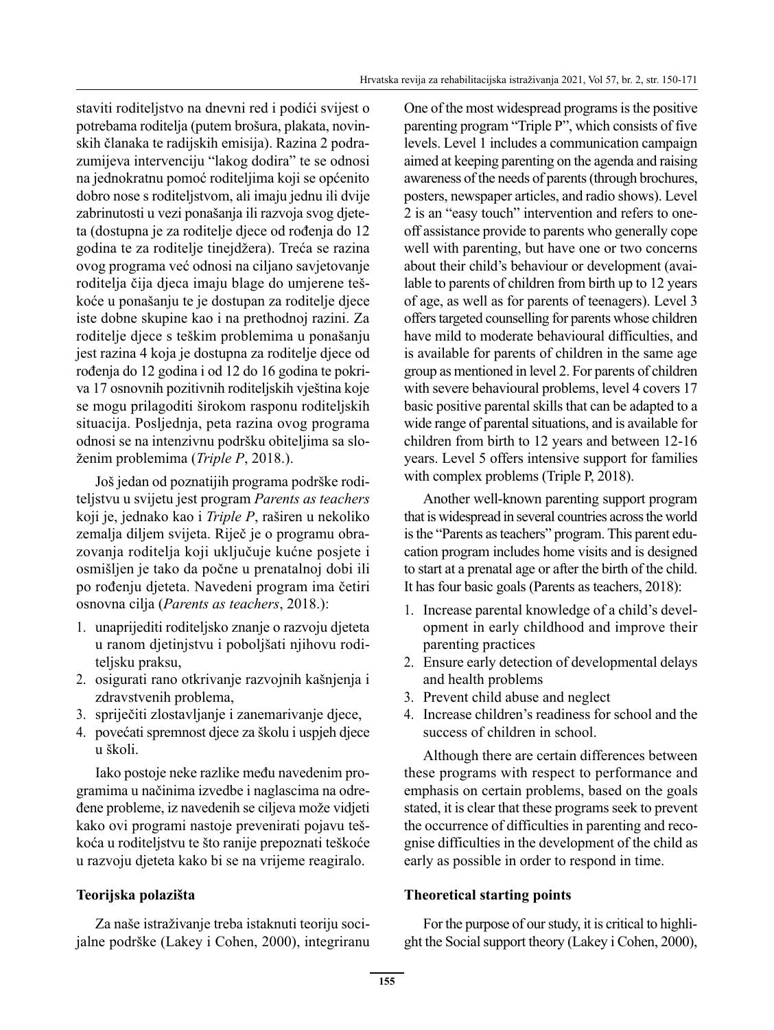staviti roditeljstvo na dnevni red i podići svijest o potrebama roditelja (putem brošura, plakata, novinskih članaka te radijskih emisija). Razina 2 podrazumijeva intervenciju "lakog dodira" te se odnosi na jednokratnu pomoć roditeljima koji se općenito dobro nose s roditeljstvom, ali imaju jednu ili dvije zabrinutosti u vezi ponašanja ili razvoja svog djeteta (dostupna je za roditelje djece od rođenja do 12 godina te za roditelje tinejdžera). Treća se razina ovog programa već odnosi na ciljano savjetovanje roditelja čija djeca imaju blage do umjerene teškoće u ponašanju te je dostupan za roditelje djece iste dobne skupine kao i na prethodnoj razini. Za roditelje djece s teškim problemima u ponašanju jest razina 4 koja je dostupna za roditelje djece od rođenja do 12 godina i od 12 do 16 godina te pokriva 17 osnovnih pozitivnih roditeljskih vještina koje se mogu prilagoditi širokom rasponu roditeljskih situacija. Posljednja, peta razina ovog programa odnosi se na intenzivnu podršku obiteljima sa složenim problemima (*Triple P*, 2018.).

Još jedan od poznatijih programa podrške roditeljstvu u svijetu jest program *Parents as teachers* koji je, jednako kao i *Triple P*, raširen u nekoliko zemalja diljem svijeta. Riječ je o programu obrazovanja roditelja koji uključuje kućne posjete i osmišljen je tako da počne u prenatalnoj dobi ili po rođenju djeteta. Navedeni program ima četiri osnovna cilja (*Parents as teachers*, 2018.):

1. unaprijediti roditeljsko znanje o razvoju djeteta u ranom djetinjstvu i poboljšati njihovu roditeljsku praksu,
2. osigurati rano otkrivanje razvojnih kašnjenja i zdravstvenih problema,
3. spriječiti zlostavljanje i zanemarivanje djece,
4. povećati spremnost djece za školu i uspjeh djece u školi.

Iako postoje neke razlike među navedenim programima u načinima izvedbe i naglascima na određene probleme, iz navedenih se ciljeva može vidjeti kako ovi programi nastoje prevenirati pojavu teškoća u roditeljstvu te što ranije prepoznati teškoće u razvoju djeteta kako bi se na vrijeme reagiralo.

**Teorijska polazišta**

Za naše istraživanje treba istaknuti teoriju socijalne podrške (Lakey i Cohen, 2000), integriranu

One of the most widespread programs is the positive parenting program "Triple P", which consists of five levels. Level 1 includes a communication campaign aimed at keeping parenting on the agenda and raising awareness of the needs of parents (through brochures, posters, newspaper articles, and radio shows). Level 2 is an "easy touch" intervention and refers to one-off assistance provide to parents who generally cope well with parenting, but have one or two concerns about their child's behaviour or development (available to parents of children from birth up to 12 years of age, as well as for parents of teenagers). Level 3 offers targeted counselling for parents whose children have mild to moderate behavioural difficulties, and is available for parents of children in the same age group as mentioned in level 2. For parents of children with severe behavioural problems, level 4 covers 17 basic positive parental skills that can be adapted to a wide range of parental situations, and is available for children from birth to 12 years and between 12-16 years. Level 5 offers intensive support for families with complex problems (Triple P, 2018).

Another well-known parenting support program that is widespread in several countries across the world is the "Parents as teachers" program. This parent education program includes home visits and is designed to start at a prenatal age or after the birth of the child. It has four basic goals (Parents as teachers, 2018):

1. Increase parental knowledge of a child's development in early childhood and improve their parenting practices
2. Ensure early detection of developmental delays and health problems
3. Prevent child abuse and neglect
4. Increase children's readiness for school and the success of children in school.

Although there are certain differences between these programs with respect to performance and emphasis on certain problems, based on the goals stated, it is clear that these programs seek to prevent the occurrence of difficulties in parenting and recognise difficulties in the development of the child as early as possible in order to respond in time.

**Theoretical starting points**

For the purpose of our study, it is critical to highlight the Social support theory (Lakey i Cohen, 2000),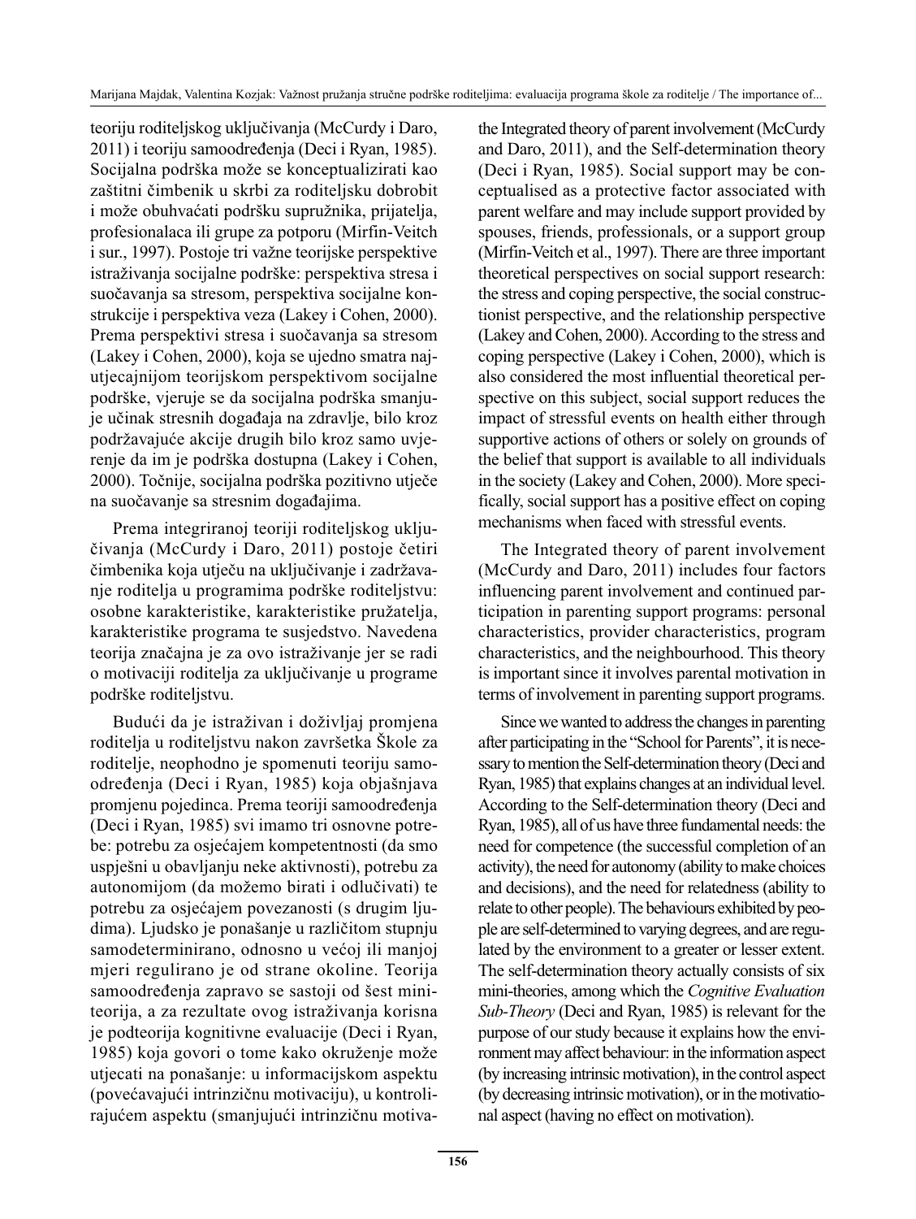teoriju roditeljskog uključivanja (McCurdy i Daro, 2011) i teoriju samoodređenja (Deci i Ryan, 1985). Socijalna podrška može se konceptualizirati kao zaštitni čimbenik u skrbi za roditeljsku dobrobit i može obuhvaćati podršku supružnika, prijatelja, profesionalaca ili grupe za potporu (Mirfin-Veitch i sur., 1997). Postoje tri važne teorijske perspektive istraživanja socijalne podrške: perspektiva stresa i suočavanja sa stresom, perspektiva socijalne konstrukcije i perspektiva veza (Lakey i Cohen, 2000). Prema perspektivi stresa i suočavanja sa stresom (Lakey i Cohen, 2000), koja se ujedno smatra najutjecajnijom teorijskom perspektivom socijalne podrške, vjeruje se da socijalna podrška smanjuje učinak stresnih događaja na zdravlje, bilo kroz podržavajuće akcije drugih bilo kroz samo uvjerenje da im je podrška dostupna (Lakey i Cohen, 2000). Točnije, socijalna podrška pozitivno utječe na suočavanje sa stresnim događajima.

Prema integriranoj teoriji roditeljskog uključivanja (McCurdy i Daro, 2011) postoje četiri čimbenika koja utječu na uključivanje i zadržavanje roditelja u programima podrške roditeljstvu: osobne karakteristike, karakteristike pružatelja, karakteristike programa te susjedstvo. Navedena teorija značajna je za ovo istraživanje jer se radi o motivaciji roditelja za uključivanje u programe podrške roditeljstvu.

Budući da je istraživan i doživljaj promjena roditelja u roditeljstvu nakon završetka Škole za roditelje, neophodno je spomenuti teoriju samoodređenja (Deci i Ryan, 1985) koja objašnjava promjenu pojedinca. Prema teoriji samoodređenja (Deci i Ryan, 1985) svi imamo tri osnovne potrebe: potrebu za osjećajem kompetentnosti (da smo uspješni u obavljanju neke aktivnosti), potrebu za autonomijom (da možemo birati i odlučivati) te potrebu za osjećajem povezanosti (s drugim ljudima). Ljudsko je ponašanje u različitom stupnju samodeterminirano, odnosno u većoj ili manjoj mjeri regulirano je od strane okoline. Teorija samoodređenja zapravo se sastoji od šest miniteorija, a za rezultate ovog istraživanja korisna je podteorija kognitivne evaluacije (Deci i Ryan, 1985) koja govori o tome kako okruženje može utjecati na ponašanje: u informacijskom aspektu (povećavajući intrinzičnu motivaciju), u kontrolirajućem aspektu (smanjujući intrinzičnu motiva-

the Integrated theory of parent involvement (McCurdy and Daro, 2011), and the Self-determination theory (Deci i Ryan, 1985). Social support may be conceptualised as a protective factor associated with parent welfare and may include support provided by spouses, friends, professionals, or a support group (Mirfin-Veitch et al., 1997). There are three important theoretical perspectives on social support research: the stress and coping perspective, the social constructionist perspective, and the relationship perspective (Lakey and Cohen, 2000). According to the stress and coping perspective (Lakey i Cohen, 2000), which is also considered the most influential theoretical perspective on this subject, social support reduces the impact of stressful events on health either through supportive actions of others or solely on grounds of the belief that support is available to all individuals in the society (Lakey and Cohen, 2000). More specifically, social support has a positive effect on coping mechanisms when faced with stressful events.

The Integrated theory of parent involvement (McCurdy and Daro, 2011) includes four factors influencing parent involvement and continued participation in parenting support programs: personal characteristics, provider characteristics, program characteristics, and the neighbourhood. This theory is important since it involves parental motivation in terms of involvement in parenting support programs.

Since we wanted to address the changes in parenting after participating in the "School for Parents", it is necessary to mention the Self-determination theory (Deci and Ryan, 1985) that explains changes at an individual level. According to the Self-determination theory (Deci and Ryan, 1985), all of us have three fundamental needs: the need for competence (the successful completion of an activity), the need for autonomy (ability to make choices and decisions), and the need for relatedness (ability to relate to other people). The behaviours exhibited by people are self-determined to varying degrees, and are regulated by the environment to a greater or lesser extent. The self-determination theory actually consists of six mini-theories, among which the *Cognitive Evaluation Sub-Theory* (Deci and Ryan, 1985) is relevant for the purpose of our study because it explains how the environment may affect behaviour: in the information aspect (by increasing intrinsic motivation), in the control aspect (by decreasing intrinsic motivation), or in the motivational aspect (having no effect on motivation).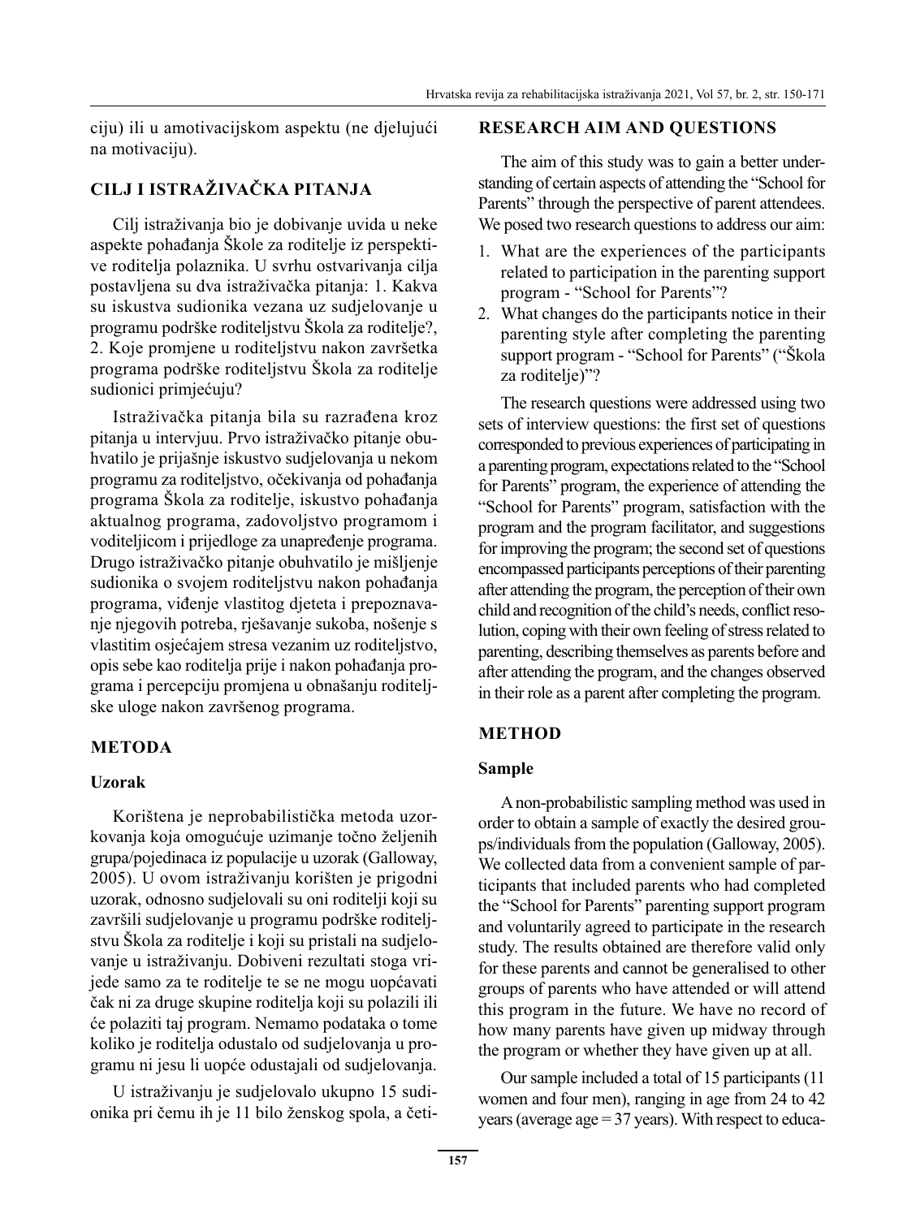ciju) ili u amotivacijskom aspektu (ne djelujući na motivaciju).

## CILJ I ISTRAŽIVAČKA PITANJA

Cilj istraživanja bio je dobivanje uvida u neke aspekte pohađanja Škole za roditelje iz perspektive roditelja polaznika. U svrhu ostvarivanja cilja postavljena su dva istraživačka pitanja: 1. Kakva su iskustva sudionika vezana uz sudjelovanje u programu podrške roditeljstvu Škola za roditelje?, 2. Koje promjene u roditeljstvu nakon završetka programa podrške roditeljstvu Škola za roditelje sudionici primjećuju?

Istraživačka pitanja bila su razrađena kroz pitanja u intervjuu. Prvo istraživačko pitanje obuhvatilo je prijašnje iskustvo sudjelovanja u nekom programu za roditeljstvo, očekivanja od pohađanja programa Škola za roditelje, iskustvo pohađanja aktualnog programa, zadovoljstvo programom i voditeljicom i prijedloge za unapređenje programa. Drugo istraživačko pitanje obuhvatilo je mišljenje sudionika o svojem roditeljstvu nakon pohađanja programa, viđenje vlastitog djeteta i prepoznavanje njegovih potreba, rješavanje sukoba, nošenje s vlastitim osjećajem stresa vezanim uz roditeljstvo, opis sebe kao roditelja prije i nakon pohađanja programa i percepciju promjena u obnašanju roditeljske uloge nakon završenog programa.

## METODA

### Uzorak

Korištena je neprobabilistička metoda uzorkovanja koja omogućuje uzimanje točno željenih grupa/pojedinaca iz populacije u uzorak (Galloway, 2005). U ovom istraživanju korišten je prigodni uzorak, odnosno sudjelovali su oni roditelji koji su završili sudjelovanje u programu podrške roditeljstvu Škola za roditelje i koji su pristali na sudjelovanje u istraživanju. Dobiveni rezultati stoga vrijede samo za te roditelje te se ne mogu uopćavati čak ni za druge skupine roditelja koji su polazili ili će polaziti taj program. Nemamo podataka o tome koliko je roditelja odustalo od sudjelovanja u programu ni jesu li uopće odustajali od sudjelovanja.

U istraživanju je sudjelovalo ukupno 15 sudionika pri čemu ih je 11 bilo ženskog spola, a četi-

## RESEARCH AIM AND QUESTIONS

The aim of this study was to gain a better understanding of certain aspects of attending the "School for Parents" through the perspective of parent attendees. We posed two research questions to address our aim:

1. What are the experiences of the participants related to participation in the parenting support program - "School for Parents"?
2. What changes do the participants notice in their parenting style after completing the parenting support program - "School for Parents" ("Škola za roditelje")"?

The research questions were addressed using two sets of interview questions: the first set of questions corresponded to previous experiences of participating in a parenting program, expectations related to the "School for Parents" program, the experience of attending the "School for Parents" program, satisfaction with the program and the program facilitator, and suggestions for improving the program; the second set of questions encompassed participants perceptions of their parenting after attending the program, the perception of their own child and recognition of the child's needs, conflict resolution, coping with their own feeling of stress related to parenting, describing themselves as parents before and after attending the program, and the changes observed in their role as a parent after completing the program.

## METHOD

### Sample

A non-probabilistic sampling method was used in order to obtain a sample of exactly the desired groups/individuals from the population (Galloway, 2005). We collected data from a convenient sample of participants that included parents who had completed the "School for Parents" parenting support program and voluntarily agreed to participate in the research study. The results obtained are therefore valid only for these parents and cannot be generalised to other groups of parents who have attended or will attend this program in the future. We have no record of how many parents have given up midway through the program or whether they have given up at all.

Our sample included a total of 15 participants (11 women and four men), ranging in age from 24 to 42 years (average age = 37 years). With respect to educa-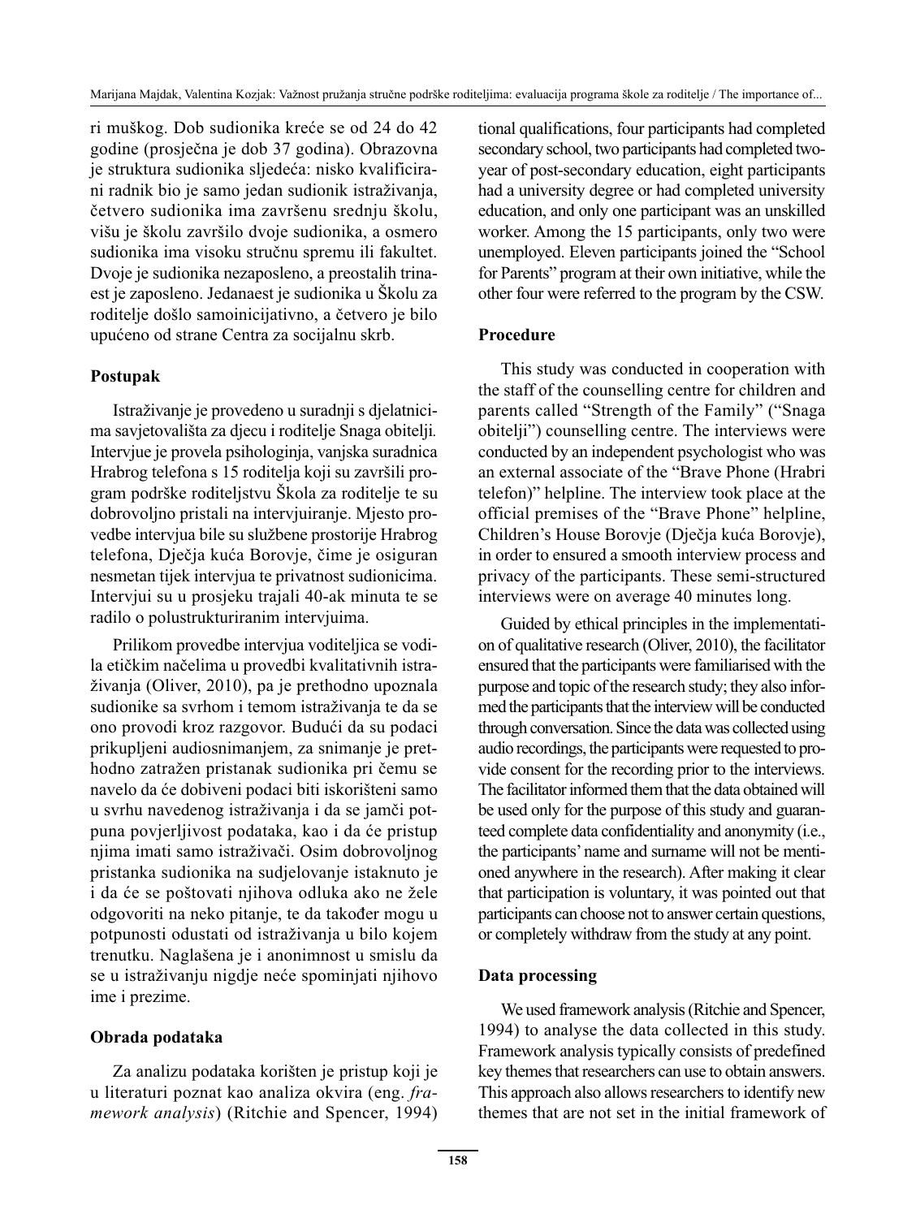ri muškog. Dob sudionika kreće se od 24 do 42 godine (prosječna je dob 37 godina). Obrazovna je struktura sudionika sljedeća: nisko kvalificirani radnik bio je samo jedan sudionik istraživanja, četvero sudionika ima završenu srednju školu, višu je školu završilo dvoje sudionika, a osmero sudionika ima visoku stručnu spremu ili fakultet. Dvoje je sudionika nezaposleno, a preostalih trinaest je zaposleno. Jedanaest je sudionika u Školu za roditelje došlo samoinicijativno, a četvero je bilo upućeno od strane Centra za socijalnu skrb.

### Postupak

Istraživanje je provedeno u suradnji s djelatnicima savjetovališta za djecu i roditelje Snaga obitelji. Intervjue je provela psihologinja, vanjska suradnica Hrabrog telefona s 15 roditelja koji su završili program podrške roditeljstvu Škola za roditelje te su dobrovoljno pristali na intervjuiranje. Mjesto provedbe intervjua bile su službene prostorije Hrabrog telefona, Dječja kuća Borovje, čime je osiguran nesmetan tijek intervjua te privatnost sudionicima. Intervjui su u prosjeku trajali 40-ak minuta te se radilo o polustrukturiranim intervjuima.

Prilikom provedbe intervjua voditeljica se vodila etičkim načelima u provedbi kvalitativnih istraživanja (Oliver, 2010), pa je prethodno upoznala sudionike sa svrhom i temom istraživanja te da se ono provodi kroz razgovor. Budući da su podaci prikupljeni audiosnimanjem, za snimanje je prethodno zatražen pristanak sudionika pri čemu se navelo da će dobiveni podaci biti iskorišteni samo u svrhu navedenog istraživanja i da se jamči potpuna povjerljivost podataka, kao i da će pristup njima imati samo istraživači. Osim dobrovoljnog pristanka sudionika na sudjelovanje istaknuto je i da će se poštovati njihova odluka ako ne žele odgovoriti na neko pitanje, te da također mogu u potpunosti odustati od istraživanja u bilo kojem trenutku. Naglašena je i anonimnost u smislu da se u istraživanju nigdje neće spominjati njihovo ime i prezime.

### Obrada podataka

Za analizu podataka korišten je pristup koji je u literaturi poznat kao analiza okvira (eng. *framework analysis*) (Ritchie and Spencer, 1994)

tional qualifications, four participants had completed secondary school, two participants had completed two-year of post-secondary education, eight participants had a university degree or had completed university education, and only one participant was an unskilled worker. Among the 15 participants, only two were unemployed. Eleven participants joined the "School for Parents" program at their own initiative, while the other four were referred to the program by the CSW.

### Procedure

This study was conducted in cooperation with the staff of the counselling centre for children and parents called "Strength of the Family" ("Snaga obitelji") counselling centre. The interviews were conducted by an independent psychologist who was an external associate of the "Brave Phone (Hrabri telefon)" helpline. The interview took place at the official premises of the "Brave Phone" helpline, Children's House Borovje (Dječja kuća Borovje), in order to ensured a smooth interview process and privacy of the participants. These semi-structured interviews were on average 40 minutes long.

Guided by ethical principles in the implementation of qualitative research (Oliver, 2010), the facilitator ensured that the participants were familiarised with the purpose and topic of the research study; they also informed the participants that the interview will be conducted through conversation. Since the data was collected using audio recordings, the participants were requested to provide consent for the recording prior to the interviews. The facilitator informed them that the data obtained will be used only for the purpose of this study and guaranteed complete data confidentiality and anonymity (i.e., the participants' name and surname will not be mentioned anywhere in the research). After making it clear that participation is voluntary, it was pointed out that participants can choose not to answer certain questions, or completely withdraw from the study at any point.

### Data processing

We used framework analysis (Ritchie and Spencer, 1994) to analyse the data collected in this study. Framework analysis typically consists of predefined key themes that researchers can use to obtain answers. This approach also allows researchers to identify new themes that are not set in the initial framework of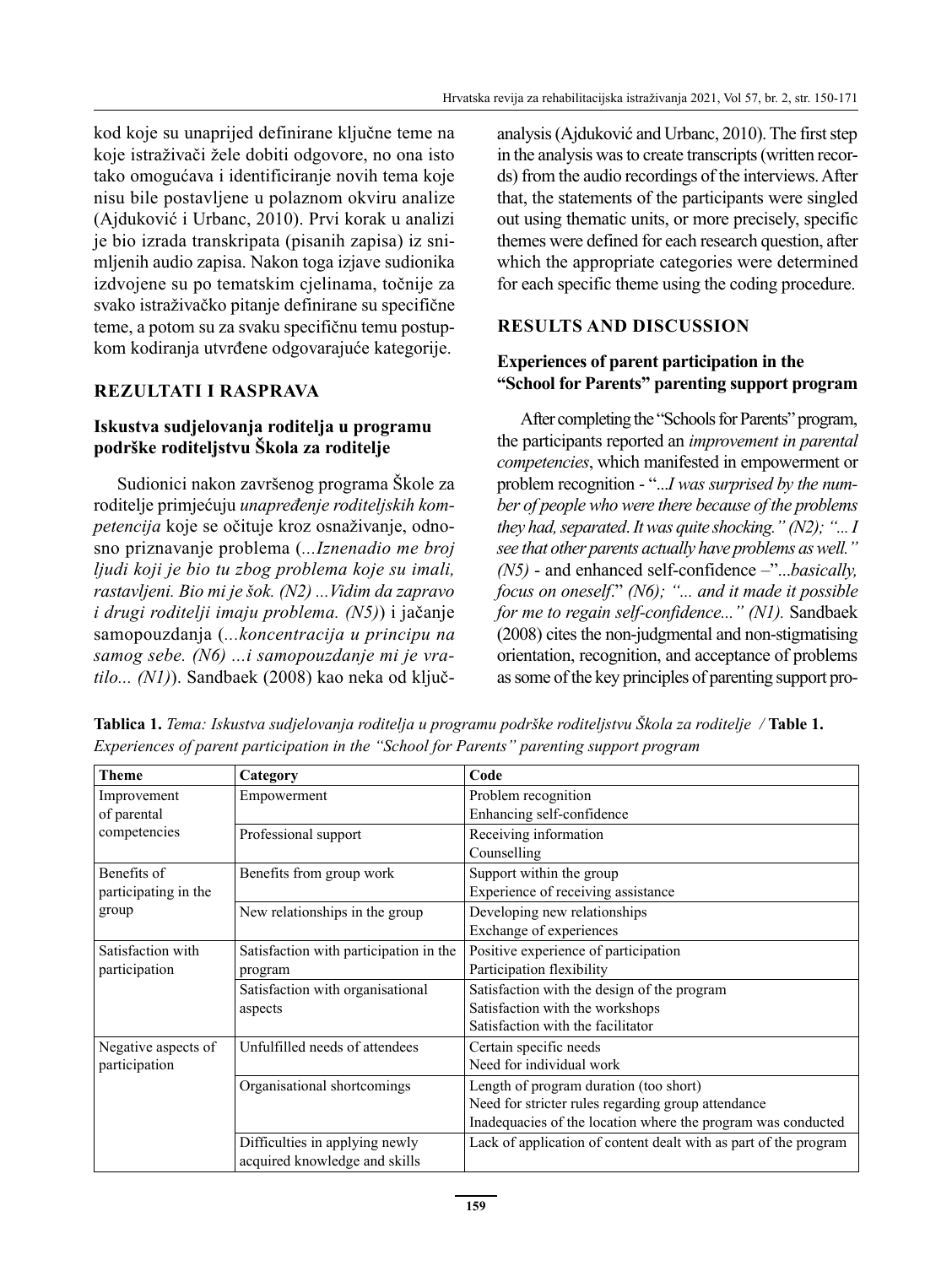kod koje su unaprijed definirane ključne teme na koje istraživači žele dobiti odgovore, no ona isto tako omogućava i identificiranje novih tema koje nisu bile postavljene u polaznom okviru analize (Ajduković i Urbanc, 2010). Prvi korak u analizi je bio izrada transkripata (pisanih zapisa) iz snimljenih audio zapisa. Nakon toga izjave sudionika izdvojene su po tematskim cjelinama, točnije za svako istraživačko pitanje definirane su specifične teme, a potom su za svaku specifičnu temu postupkom kodiranja utvrđene odgovarajuće kategorije.

## REZULTATI I RASPRAVA

### Iskustva sudjelovanja roditelja u programu podrške roditeljstvu Škola za roditelje

Sudionici nakon završenog programa Škole za roditelje primjećuju *unapređenje roditeljskih kompetencija* koje se očituje kroz osnaživanje, odnosno priznavanje problema (*...Iznenadio me broj ljudi koji je bio tu zbog problema koje su imali, rastavljeni. Bio mi je šok. (N2) ...Vidim da zapravo i drugi roditelji imaju problema. (N5)*) i jačanje samopouzdanja (*...koncentracija u principu na samog sebe. (N6) ...i samopouzdanje mi je vratilo... (N1)*). Sandbaek (2008) kao neka od ključ-

analysis (Ajduković and Urbanc, 2010). The first step in the analysis was to create transcripts (written records) from the audio recordings of the interviews. After that, the statements of the participants were singled out using thematic units, or more precisely, specific themes were defined for each research question, after which the appropriate categories were determined for each specific theme using the coding procedure.

## RESULTS AND DISCUSSION

### Experiences of parent participation in the "School for Parents" parenting support program

After completing the "Schools for Parents" program, the participants reported an *improvement in parental competencies*, which manifested in empowerment or problem recognition - "*...I was surprised by the number of people who were there because of the problems they had, separated. It was quite shocking." (N2); "... I see that other parents actually have problems as well." (N5)* - and enhanced self-confidence –"*...basically, focus on oneself*." *(N6); "... and it made it possible for me to regain self-confidence..." (N1).* Sandbaek (2008) cites the non-judgmental and non-stigmatising orientation, recognition, and acceptance of problems as some of the key principles of parenting support pro-

**Tablica 1.** *Tema: Iskustva sudjelovanja roditelja u programu podrške roditeljstvu Škola za roditelje* / **Table 1.** *Experiences of parent participation in the "School for Parents" parenting support program*

| Theme | Category | Code |
|---|---|---|
| Improvement of parental competencies | Empowerment | Problem recognition<br>Enhancing self-confidence |
| | Professional support | Receiving information<br>Counselling |
| Benefits of participating in the group | Benefits from group work | Support within the group<br>Experience of receiving assistance |
| | New relationships in the group | Developing new relationships<br>Exchange of experiences |
| Satisfaction with participation | Satisfaction with participation in the program | Positive experience of participation<br>Participation flexibility |
| | Satisfaction with organisational aspects | Satisfaction with the design of the program<br>Satisfaction with the workshops<br>Satisfaction with the facilitator |
| Negative aspects of participation | Unfulfilled needs of attendees | Certain specific needs<br>Need for individual work |
| | Organisational shortcomings | Length of program duration (too short)<br>Need for stricter rules regarding group attendance<br>Inadequacies of the location where the program was conducted |
| | Difficulties in applying newly acquired knowledge and skills | Lack of application of content dealt with as part of the program |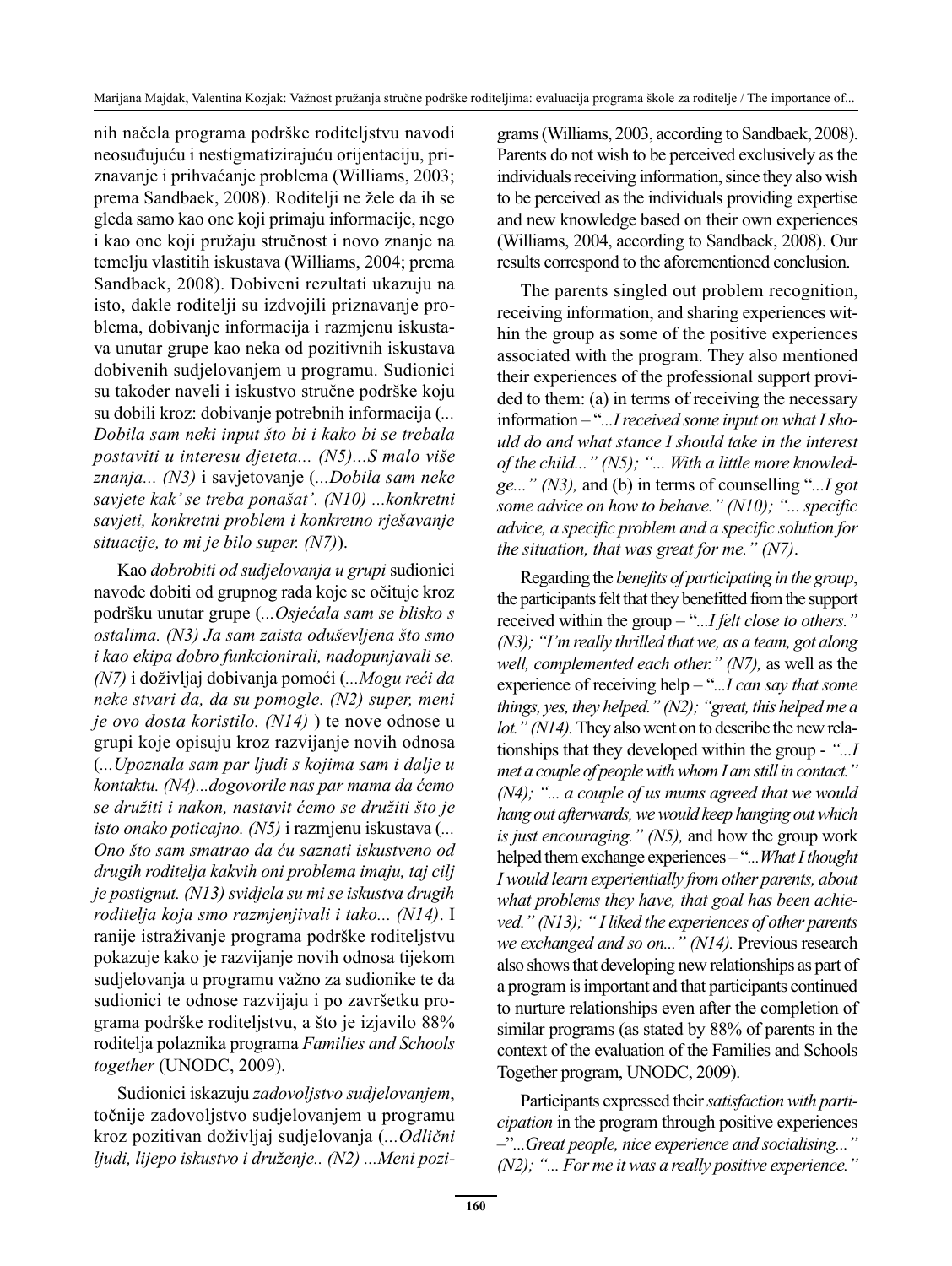nih načela programa podrške roditeljstvu navodi neosuđujuću i nestigmatizirajuću orijentaciju, priznavanje i prihvaćanje problema (Williams, 2003; prema Sandbaek, 2008). Roditelji ne žele da ih se gleda samo kao one koji primaju informacije, nego i kao one koji pružaju stručnost i novo znanje na temelju vlastitih iskustava (Williams, 2004; prema Sandbaek, 2008). Dobiveni rezultati ukazuju na isto, dakle roditelji su izdvojili priznavanje problema, dobivanje informacija i razmjenu iskustava unutar grupe kao neka od pozitivnih iskustava dobivenih sudjelovanjem u programu. Sudionici su također naveli i iskustvo stručne podrške koju su dobili kroz: dobivanje potrebnih informacija (*... Dobila sam neki input što bi i kako bi se trebala postaviti u interesu djeteta... (N5)...S malo više znanja... (N3)* i savjetovanje (*...Dobila sam neke savjete kak' se treba ponašat'. (N10) ...konkretni savjeti, konkretni problem i konkretno rješavanje situacije, to mi je bilo super. (N7)*).

Kao *dobrobiti od sudjelovanja u grupi* sudionici navode dobiti od grupnog rada koje se očituje kroz podršku unutar grupe (*...Osjećala sam se blisko s ostalima. (N3) Ja sam zaista oduševljena što smo i kao ekipa dobro funkcionirali, nadopunjavali se. (N7)* i doživljaj dobivanja pomoći (*...Mogu reći da neke stvari da, da su pomogle. (N2) super, meni je ovo dosta koristilo. (N14)* ) te nove odnose u grupi koje opisuju kroz razvijanje novih odnosa (*...Upoznala sam par ljudi s kojima sam i dalje u kontaktu. (N4)...dogovorile nas par mama da ćemo se družiti i nakon, nastavit ćemo se družiti što je isto onako poticajno. (N5)* i razmjenu iskustava (*... Ono što sam smatrao da ću saznati iskustveno od drugih roditelja kakvih oni problema imaju, taj cilj je postignut. (N13) svidjela su mi se iskustva drugih roditelja koja smo razmjenjivali i tako... (N14)*. I ranije istraživanje programa podrške roditeljstvu pokazuje kako je razvijanje novih odnosa tijekom sudjelovanja u programu važno za sudionike te da sudionici te odnose razvijaju i po završetku programa podrške roditeljstvu, a što je izjavilo 88% roditelja polaznika programa *Families and Schools together* (UNODC, 2009).

Sudionici iskazuju *zadovoljstvo sudjelovanjem*, točnije zadovoljstvo sudjelovanjem u programu kroz pozitivan doživljaj sudjelovanja (*...Odlični ljudi, lijepo iskustvo i druženje.. (N2) ...Meni pozi-*

grams (Williams, 2003, according to Sandbaek, 2008). Parents do not wish to be perceived exclusively as the individuals receiving information, since they also wish to be perceived as the individuals providing expertise and new knowledge based on their own experiences (Williams, 2004, according to Sandbaek, 2008). Our results correspond to the aforementioned conclusion.

The parents singled out problem recognition, receiving information, and sharing experiences within the group as some of the positive experiences associated with the program. They also mentioned their experiences of the professional support provided to them: (a) in terms of receiving the necessary information – "*...I received some input on what I should do and what stance I should take in the interest of the child..." (N5); "... With a little more knowledge..." (N3),* and (b) in terms of counselling "*...I got some advice on how to behave." (N10); "... specific advice, a specific problem and a specific solution for the situation, that was great for me." (N7)*.

Regarding the *benefits of participating in the group*, the participants felt that they benefitted from the support received within the group – "*...I felt close to others." (N3); "I'm really thrilled that we, as a team, got along well, complemented each other." (N7),* as well as the experience of receiving help – "*...I can say that some things, yes, they helped." (N2); "great, this helped me a lot." (N14).* They also went on to describe the new relationships that they developed within the group - *"...I met a couple of people with whom I am still in contact." (N4); "... a couple of us mums agreed that we would hang out afterwards, we would keep hanging out which is just encouraging." (N5),* and how the group work helped them exchange experiences – "*...What I thought I would learn experientially from other parents, about what problems they have, that goal has been achieved." (N13); " I liked the experiences of other parents we exchanged and so on..." (N14).* Previous research also shows that developing new relationships as part of a program is important and that participants continued to nurture relationships even after the completion of similar programs (as stated by 88% of parents in the context of the evaluation of the Families and Schools Together program, UNODC, 2009).

Participants expressed their *satisfaction with participation* in the program through positive experiences –"*...Great people, nice experience and socialising..." (N2); "... For me it was a really positive experience."*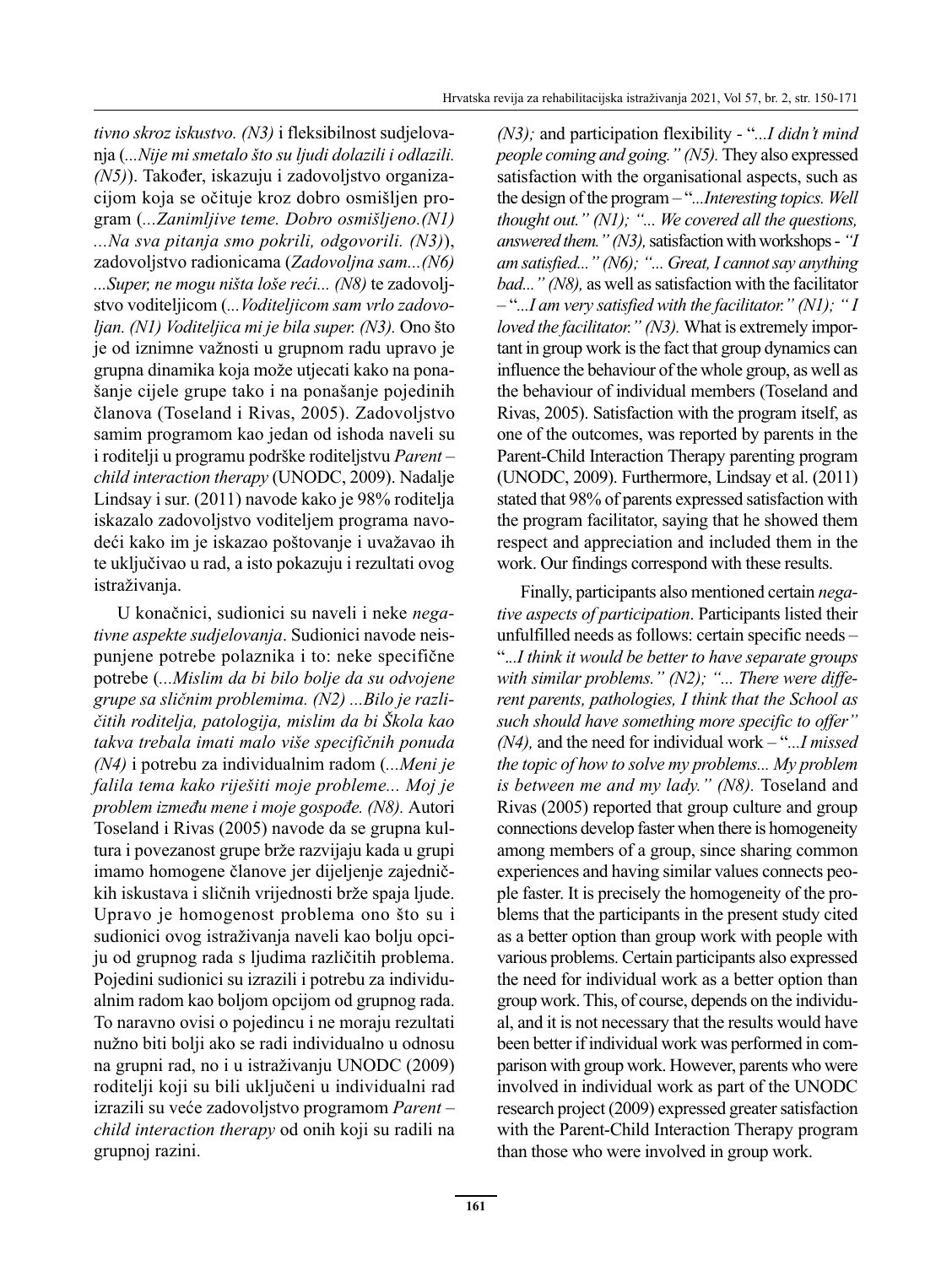*tivno skroz iskustvo. (N3)* i fleksibilnost sudjelovanja (*...Nije mi smetalo što su ljudi dolazili i odlazili. (N5)*). Također, iskazuju i zadovoljstvo organizacijom koja se očituje kroz dobro osmišljen program (*...Zanimljive teme. Dobro osmišljeno.(N1) ...Na sva pitanja smo pokrili, odgovorili. (N3)*), zadovoljstvo radionicama (*Zadovoljna sam...(N6) ...Super, ne mogu ništa loše reći... (N8)* te zadovoljstvo voditeljicom (*...Voditeljicom sam vrlo zadovoljan. (N1) Voditeljica mi je bila super. (N3).* Ono što je od iznimne važnosti u grupnom radu upravo je grupna dinamika koja može utjecati kako na ponašanje cijele grupe tako i na ponašanje pojedinih članova (Toseland i Rivas, 2005). Zadovoljstvo samim programom kao jedan od ishoda naveli su i roditelji u programu podrške roditeljstvu *Parent – child interaction therapy* (UNODC, 2009). Nadalje Lindsay i sur. (2011) navode kako je 98% roditelja iskazalo zadovoljstvo voditeljem programa navodeći kako im je iskazao poštovanje i uvažavao ih te uključivao u rad, a isto pokazuju i rezultati ovog istraživanja.

U konačnici, sudionici su naveli i neke *negativne aspekte sudjelovanja*. Sudionici navode neispunjene potrebe polaznika i to: neke specifične potrebe (*...Mislim da bi bilo bolje da su odvojene grupe sa sličnim problemima. (N2) ...Bilo je različitih roditelja, patologija, mislim da bi Škola kao takva trebala imati malo više specifičnih ponuda (N4)* i potrebu za individualnim radom (*...Meni je falila tema kako riješiti moje probleme... Moj je problem između mene i moje gospođe. (N8).* Autori Toseland i Rivas (2005) navode da se grupna kultura i povezanost grupe brže razvijaju kada u grupi imamo homogene članove jer dijeljenje zajedničkih iskustava i sličnih vrijednosti brže spaja ljude. Upravo je homogenost problema ono što su i sudionici ovog istraživanja naveli kao bolju opciju od grupnog rada s ljudima različitih problema. Pojedini sudionici su izrazili i potrebu za individualnim radom kao boljom opcijom od grupnog rada. To naravno ovisi o pojedincu i ne moraju rezultati nužno biti bolji ako se radi individualno u odnosu na grupni rad, no i u istraživanju UNODC (2009) roditelji koji su bili uključeni u individualni rad izrazili su veće zadovoljstvo programom *Parent – child interaction therapy* od onih koji su radili na grupnoj razini.

*(N3);* and participation flexibility - "*...I didn't mind people coming and going." (N5).* They also expressed satisfaction with the organisational aspects, such as the design of the program – "*...Interesting topics. Well thought out." (N1); "... We covered all the questions, answered them." (N3),* satisfaction with workshops - *"I am satisfied..." (N6); "... Great, I cannot say anything bad..." (N8),* as well as satisfaction with the facilitator – "*...I am very satisfied with the facilitator." (N1); " I loved the facilitator." (N3).* What is extremely important in group work is the fact that group dynamics can influence the behaviour of the whole group, as well as the behaviour of individual members (Toseland and Rivas, 2005). Satisfaction with the program itself, as one of the outcomes, was reported by parents in the Parent-Child Interaction Therapy parenting program (UNODC, 2009). Furthermore, Lindsay et al. (2011) stated that 98% of parents expressed satisfaction with the program facilitator, saying that he showed them respect and appreciation and included them in the work. Our findings correspond with these results.

Finally, participants also mentioned certain *negative aspects of participation*. Participants listed their unfulfilled needs as follows: certain specific needs – "*...I think it would be better to have separate groups with similar problems." (N2); "... There were different parents, pathologies, I think that the School as such should have something more specific to offer" (N4),* and the need for individual work – "*...I missed the topic of how to solve my problems... My problem is between me and my lady." (N8).* Toseland and Rivas (2005) reported that group culture and group connections develop faster when there is homogeneity among members of a group, since sharing common experiences and having similar values connects people faster. It is precisely the homogeneity of the problems that the participants in the present study cited as a better option than group work with people with various problems. Certain participants also expressed the need for individual work as a better option than group work. This, of course, depends on the individual, and it is not necessary that the results would have been better if individual work was performed in comparison with group work. However, parents who were involved in individual work as part of the UNODC research project (2009) expressed greater satisfaction with the Parent-Child Interaction Therapy program than those who were involved in group work.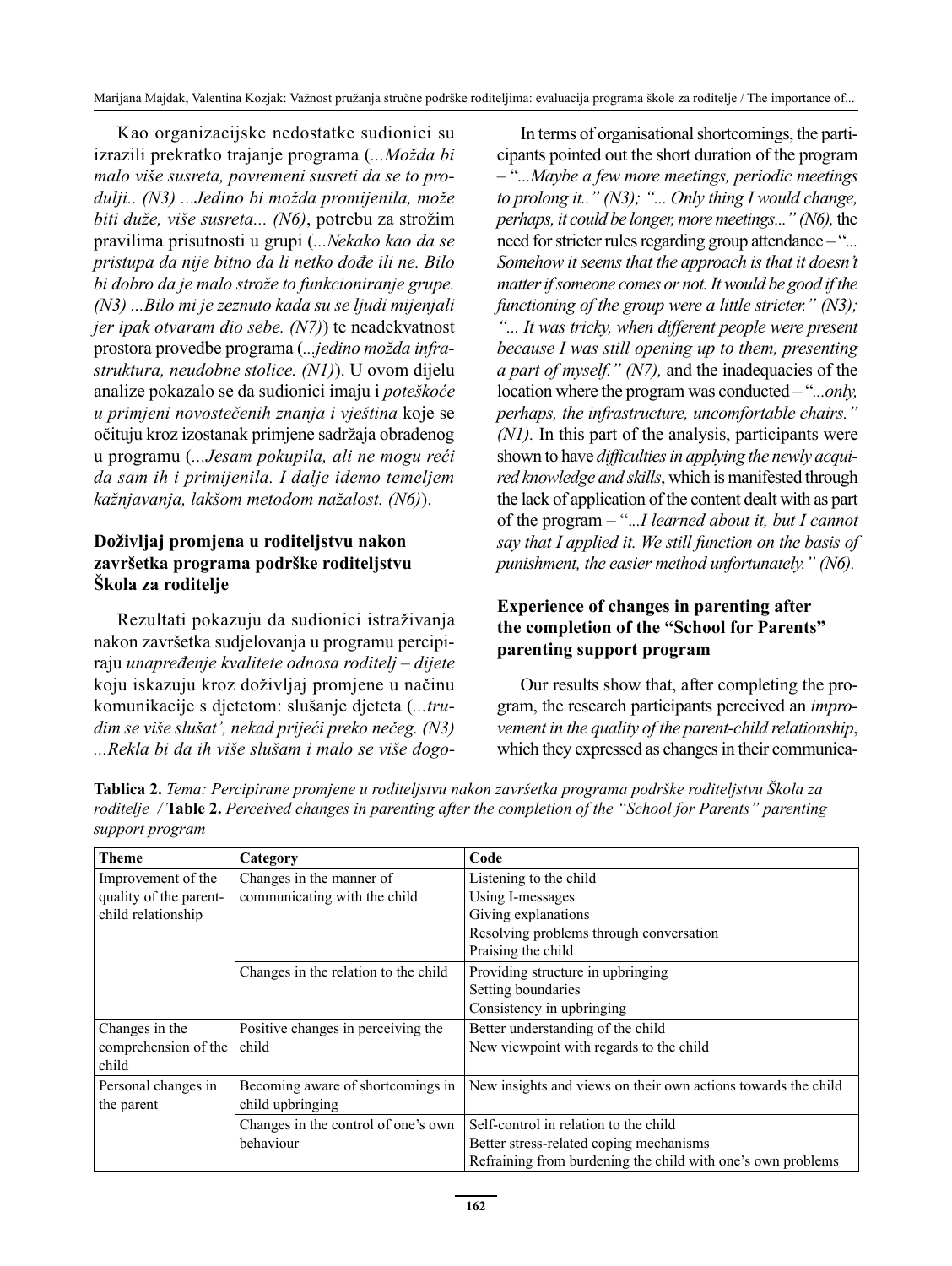Kao organizacijske nedostatke sudionici su izrazili prekratko trajanje programa (*...Možda bi malo više susreta, povremeni susreti da se to produlji.. (N3) ...Jedino bi možda promijenila, može biti duže, više susreta... (N6)*, potrebu za strožim pravilima prisutnosti u grupi (*...Nekako kao da se pristupa da nije bitno da li netko dođe ili ne. Bilo bi dobro da je malo strože to funkcioniranje grupe. (N3) ...Bilo mi je zeznuto kada su se ljudi mijenjali jer ipak otvaram dio sebe. (N7)*) te neadekvatnost prostora provedbe programa (*...jedino možda infrastruktura, neudobne stolice. (N1)*). U ovom dijelu analize pokazalo se da sudionici imaju i *poteškoće u primjeni novostečenih znanja i vještina* koje se očituju kroz izostanak primjene sadržaja obrađenog u programu (*...Jesam pokupila, ali ne mogu reći da sam ih i primijenila. I dalje idemo temeljem kažnjavanja, lakšom metodom nažalost. (N6)*).

### Doživljaj promjena u roditeljstvu nakon završetka programa podrške roditeljstvu Škola za roditelje

Rezultati pokazuju da sudionici istraživanja nakon završetka sudjelovanja u programu percipiraju *unapređenje kvalitete odnosa roditelj – dijete* koju iskazuju kroz doživljaj promjene u načinu komunikacije s djetetom: slušanje djeteta (*...trudim se više slušat', nekad prijeći preko nečeg. (N3) ...Rekla bi da ih više slušam i malo se više dogo-*

In terms of organisational shortcomings, the participants pointed out the short duration of the program – "*...Maybe a few more meetings, periodic meetings to prolong it..*" *(N3); "... Only thing I would change, perhaps, it could be longer, more meetings..." (N6),* the need for stricter rules regarding group attendance – "*... Somehow it seems that the approach is that it doesn't matter if someone comes or not. It would be good if the functioning of the group were a little stricter." (N3); "... It was tricky, when different people were present because I was still opening up to them, presenting a part of myself." (N7),* and the inadequacies of the location where the program was conducted – "*...only, perhaps, the infrastructure, uncomfortable chairs." (N1).* In this part of the analysis, participants were shown to have *difficulties in applying the newly acquired knowledge and skills*, which is manifested through the lack of application of the content dealt with as part of the program – "*...I learned about it, but I cannot say that I applied it. We still function on the basis of punishment, the easier method unfortunately." (N6).*

### Experience of changes in parenting after the completion of the "School for Parents" parenting support program

Our results show that, after completing the program, the research participants perceived an *improvement in the quality of the parent-child relationship*, which they expressed as changes in their communica-

**Tablica 2.** *Tema: Percipirane promjene u roditeljstvu nakon završetka programa podrške roditeljstvu Škola za roditelje* / **Table 2.** *Perceived changes in parenting after the completion of the "School for Parents" parenting support program*

| Theme | Category | Code |
|---|---|---|
| Improvement of the quality of the parent-child relationship | Changes in the manner of communicating with the child | Listening to the child<br>Using I-messages<br>Giving explanations<br>Resolving problems through conversation<br>Praising the child |
| | Changes in the relation to the child | Providing structure in upbringing<br>Setting boundaries<br>Consistency in upbringing |
| Changes in the comprehension of the child | Positive changes in perceiving the child | Better understanding of the child<br>New viewpoint with regards to the child |
| Personal changes in the parent | Becoming aware of shortcomings in child upbringing | New insights and views on their own actions towards the child |
| | Changes in the control of one's own behaviour | Self-control in relation to the child<br>Better stress-related coping mechanisms<br>Refraining from burdening the child with one's own problems |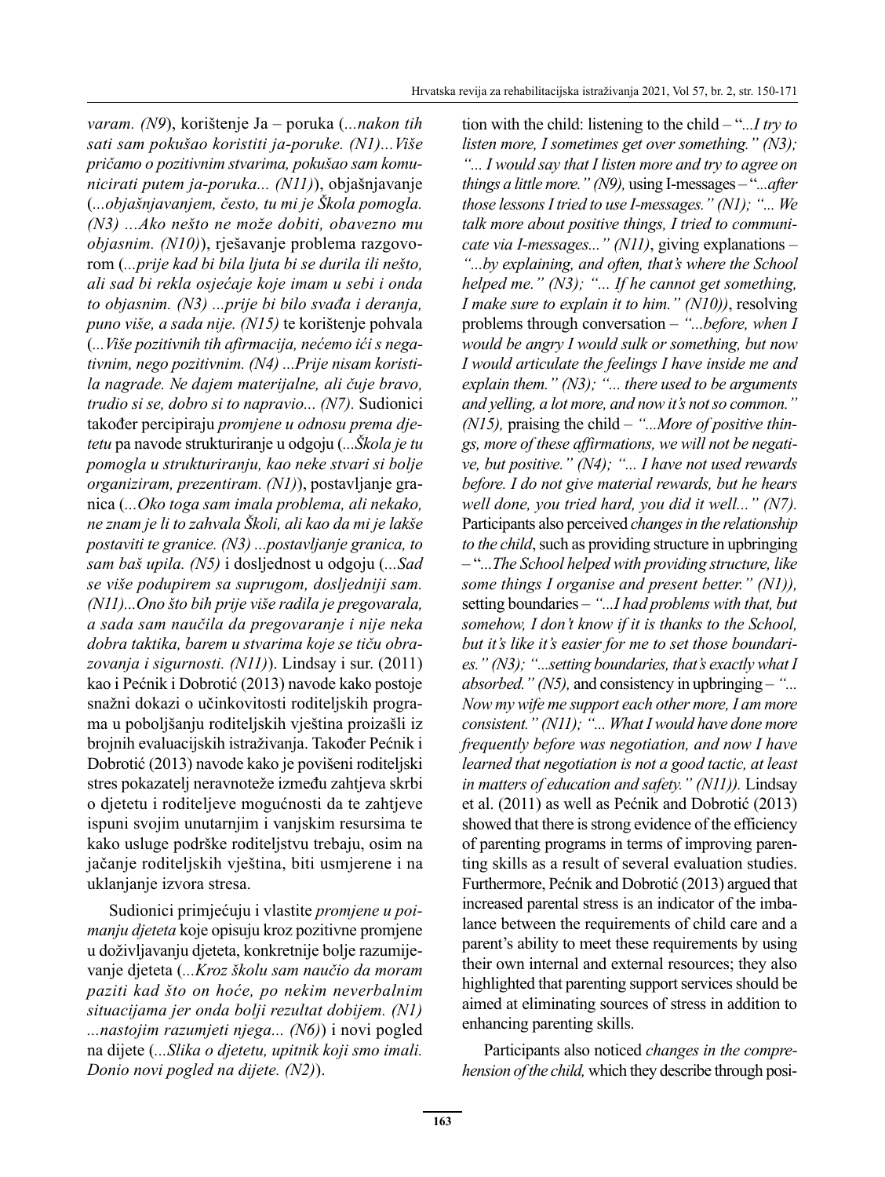*varam. (N9*), korištenje Ja – poruka (*...nakon tih sati sam pokušao koristiti ja-poruke. (N1)...Više pričamo o pozitivnim stvarima, pokušao sam komunicirati putem ja-poruka... (N11)*), objašnjavanje (*...objašnjavanjem, često, tu mi je Škola pomogla. (N3) ...Ako nešto ne može dobiti, obavezno mu objasnim. (N10)*), rješavanje problema razgovorom (*...prije kad bi bila ljuta bi se durila ili nešto, ali sad bi rekla osjećaje koje imam u sebi i onda to objasnim. (N3) ...prije bi bilo svađa i deranja, puno više, a sada nije. (N15)* te korištenje pohvala (*...Više pozitivnih tih afirmacija, nećemo ići s negativnim, nego pozitivnim. (N4) ...Prije nisam koristila nagrade. Ne dajem materijalne, ali čuje bravo, trudio si se, dobro si to napravio... (N7).* Sudionici također percipiraju *promjene u odnosu prema djetetu* pa navode strukturiranje u odgoju (*...Škola je tu pomogla u strukturiranju, kao neke stvari si bolje organiziram, prezentiram. (N1)*), postavljanje granica (*...Oko toga sam imala problema, ali nekako, ne znam je li to zahvala Školi, ali kao da mi je lakše postaviti te granice. (N3) ...postavljanje granica, to sam baš upila. (N5)* i dosljednost u odgoju (*...Sad se više podupirem sa suprugom, dosljedniji sam. (N11)...Ono što bih prije više radila je pregovarala, a sada sam naučila da pregovaranje i nije neka dobra taktika, barem u stvarima koje se tiču obrazovanja i sigurnosti. (N11)*). Lindsay i sur. (2011) kao i Pećnik i Dobrotić (2013) navode kako postoje snažni dokazi o učinkovitosti roditeljskih programa u poboljšanju roditeljskih vještina proizašli iz brojnih evaluacijskih istraživanja. Također Pećnik i Dobrotić (2013) navode kako je povišeni roditeljski stres pokazatelj neravnoteže između zahtjeva skrbi o djetetu i roditeljeve mogućnosti da te zahtjeve ispuni svojim unutarnjim i vanjskim resursima te kako usluge podrške roditeljstvu trebaju, osim na jačanje roditeljskih vještina, biti usmjerene i na uklanjanje izvora stresa.

Sudionici primjećuju i vlastite *promjene u poimanju djeteta* koje opisuju kroz pozitivne promjene u doživljavanju djeteta, konkretnije bolje razumijevanje djeteta (*...Kroz školu sam naučio da moram paziti kad što on hoće, po nekim neverbalnim situacijama jer onda bolji rezultat dobijem. (N1) ...nastojim razumjeti njega... (N6)*) i novi pogled na dijete (*...Slika o djetetu, upitnik koji smo imali. Donio novi pogled na dijete. (N2)*).

tion with the child: listening to the child – "*...I try to listen more, I sometimes get over something." (N3); "... I would say that I listen more and try to agree on things a little more." (N9),* using I-messages – "*...after those lessons I tried to use I-messages." (N1); "... We talk more about positive things, I tried to communicate via I-messages..." (N11)*, giving explanations – *"...by explaining, and often, that's where the School helped me." (N3); "... If he cannot get something, I make sure to explain it to him." (N10))*, resolving problems through conversation – *"...before, when I would be angry I would sulk or something, but now I would articulate the feelings I have inside me and explain them." (N3); "... there used to be arguments and yelling, a lot more, and now it's not so common." (N15),* praising the child – *"...More of positive things, more of these affirmations, we will not be negative, but positive." (N4); "... I have not used rewards before. I do not give material rewards, but he hears well done, you tried hard, you did it well..." (N7).* Participants also perceived *changes in the relationship to the child*, such as providing structure in upbringing – "*...The School helped with providing structure, like some things I organise and present better." (N1)),* setting boundaries – *"...I had problems with that, but somehow, I don't know if it is thanks to the School, but it's like it's easier for me to set those boundaries." (N3); "...setting boundaries, that's exactly what I absorbed." (N5),* and consistency in upbringing – *"... Now my wife me support each other more, I am more consistent." (N11); "... What I would have done more frequently before was negotiation, and now I have learned that negotiation is not a good tactic, at least in matters of education and safety." (N11)).* Lindsay et al. (2011) as well as Pećnik and Dobrotić (2013) showed that there is strong evidence of the efficiency of parenting programs in terms of improving parenting skills as a result of several evaluation studies. Furthermore, Pećnik and Dobrotić (2013) argued that increased parental stress is an indicator of the imbalance between the requirements of child care and a parent's ability to meet these requirements by using their own internal and external resources; they also highlighted that parenting support services should be aimed at eliminating sources of stress in addition to enhancing parenting skills.

Participants also noticed *changes in the comprehension of the child,* which they describe through posi-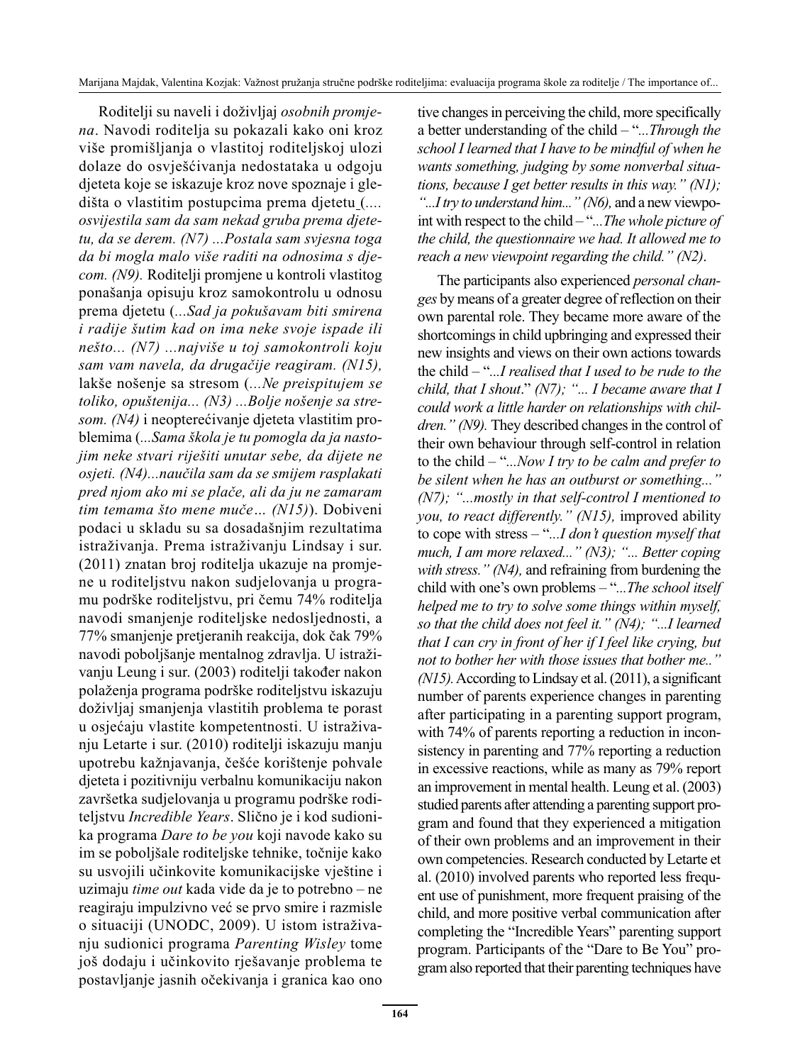Roditelji su naveli i doživljaj *osobnih promjena*. Navodi roditelja su pokazali kako oni kroz više promišljanja o vlastitoj roditeljskoj ulozi dolaze do osvješćivanja nedostataka u odgoju djeteta koje se iskazuje kroz nove spoznaje i gledišta o vlastitim postupcima prema djetetu (*... osvijestila sam da sam nekad gruba prema djetetu, da se derem. (N7) ...Postala sam svjesna toga da bi mogla malo više raditi na odnosima s djecom. (N9).* Roditelji promjene u kontroli vlastitog ponašanja opisuju kroz samokontrolu u odnosu prema djetetu (*...Sad ja pokušavam biti smirena i radije šutim kad on ima neke svoje ispade ili nešto... (N7) ...najviše u toj samokontroli koju sam vam navela, da drugačije reagiram. (N15),* lakše nošenje sa stresom (*...Ne preispitujem se toliko, opuštenija... (N3) ...Bolje nošenje sa stresom. (N4)* i neopterećivanje djeteta vlastitim problemima (*...Sama škola je tu pomogla da ja nastojim neke stvari riješiti unutar sebe, da dijete ne osjeti. (N4)...naučila sam da se smijem rasplakati pred njom ako mi se plače, ali da ju ne zamaram tim temama što mene muče… (N15)*). Dobiveni podaci u skladu su sa dosadašnjim rezultatima istraživanja. Prema istraživanju Lindsay i sur. (2011) znatan broj roditelja ukazuje na promjene u roditeljstvu nakon sudjelovanja u programu podrške roditeljstvu, pri čemu 74% roditelja navodi smanjenje roditeljske nedosljednosti, a 77% smanjenje pretjeranih reakcija, dok čak 79% navodi poboljšanje mentalnog zdravlja. U istraživanju Leung i sur. (2003) roditelji također nakon polaženja programa podrške roditeljstvu iskazuju doživljaj smanjenja vlastitih problema te porast u osjećaju vlastite kompetentnosti. U istraživanju Letarte i sur. (2010) roditelji iskazuju manju upotrebu kažnjavanja, češće korištenje pohvale djeteta i pozitivniju verbalnu komunikaciju nakon završetka sudjelovanja u programu podrške roditeljstvu *Incredible Years*. Slično je i kod sudionika programa *Dare to be you* koji navode kako su im se poboljšale roditeljske tehnike, točnije kako su usvojili učinkovite komunikacijske vještine i uzimaju *time out* kada vide da je to potrebno – ne reagiraju impulzivno već se prvo smire i razmisle o situaciji (UNODC, 2009). U istom istraživanju sudionici programa *Parenting Wisley* tome još dodaju i učinkovito rješavanje problema te postavljanje jasnih očekivanja i granica kao ono

tive changes in perceiving the child, more specifically a better understanding of the child – "*...Through the school I learned that I have to be mindful of when he wants something, judging by some nonverbal situations, because I get better results in this way." (N1); "...I try to understand him..." (N6),* and a new viewpoint with respect to the child – "*...The whole picture of the child, the questionnaire we had. It allowed me to reach a new viewpoint regarding the child." (N2)*.

The participants also experienced *personal changes* by means of a greater degree of reflection on their own parental role. They became more aware of the shortcomings in child upbringing and expressed their new insights and views on their own actions towards the child – "*...I realised that I used to be rude to the child, that I shout*." *(N7); "... I became aware that I could work a little harder on relationships with children." (N9).* They described changes in the control of their own behaviour through self-control in relation to the child – "*...Now I try to be calm and prefer to be silent when he has an outburst or something..." (N7); "...mostly in that self-control I mentioned to you, to react differently." (N15),* improved ability to cope with stress – "*...I don't question myself that much, I am more relaxed..." (N3); "... Better coping with stress." (N4),* and refraining from burdening the child with one's own problems – "*...The school itself helped me to try to solve some things within myself, so that the child does not feel it." (N4); "...I learned that I can cry in front of her if I feel like crying, but not to bother her with those issues that bother me.." (N15).* According to Lindsay et al. (2011), a significant number of parents experience changes in parenting after participating in a parenting support program, with 74% of parents reporting a reduction in inconsistency in parenting and 77% reporting a reduction in excessive reactions, while as many as 79% report an improvement in mental health. Leung et al. (2003) studied parents after attending a parenting support program and found that they experienced a mitigation of their own problems and an improvement in their own competencies. Research conducted by Letarte et al. (2010) involved parents who reported less frequent use of punishment, more frequent praising of the child, and more positive verbal communication after completing the "Incredible Years" parenting support program. Participants of the "Dare to Be You" program also reported that their parenting techniques have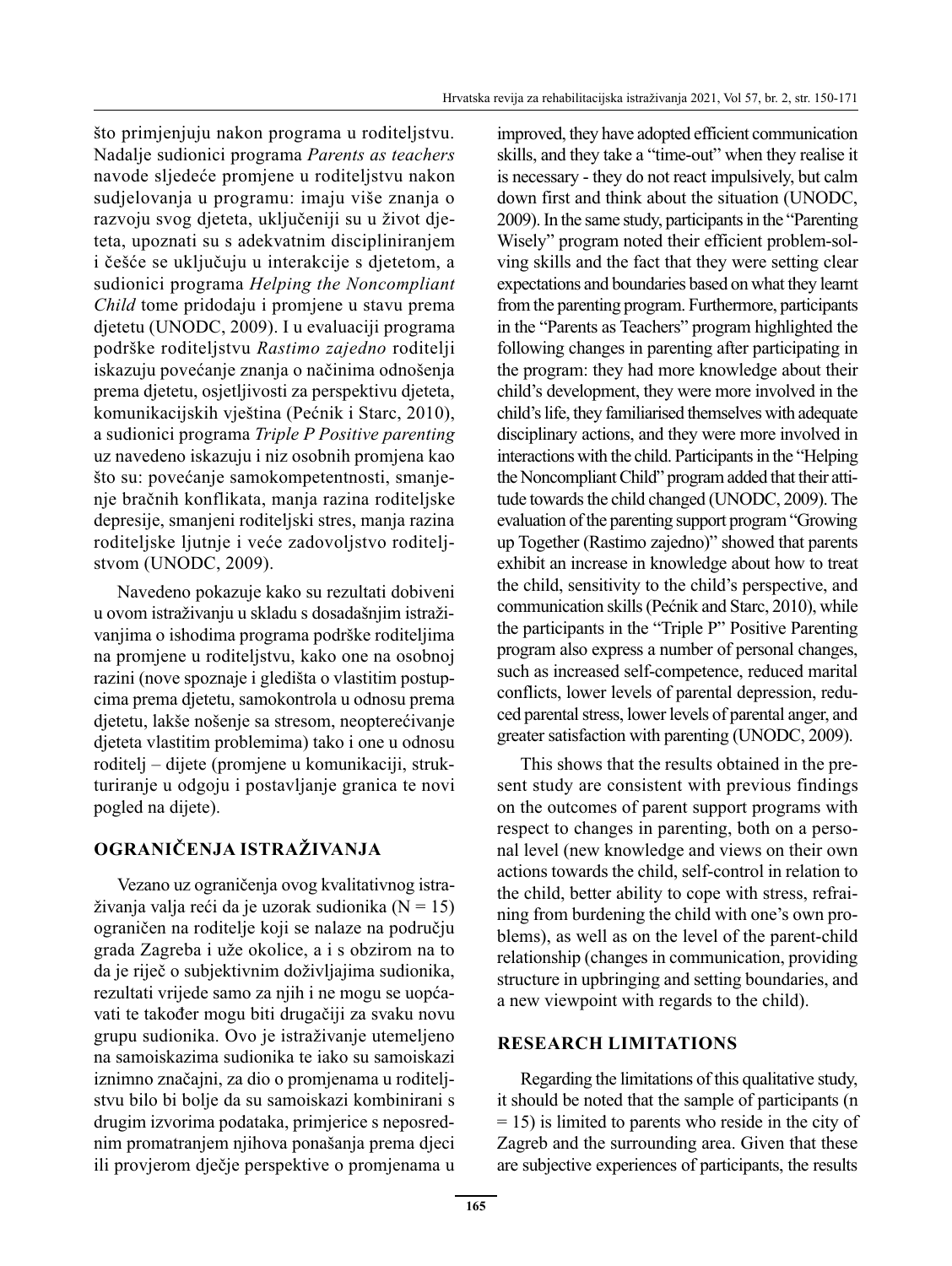što primjenjuju nakon programa u roditeljstvu. Nadalje sudionici programa *Parents as teachers* navode sljedeće promjene u roditeljstvu nakon sudjelovanja u programu: imaju više znanja o razvoju svog djeteta, uključeniji su u život djeteta, upoznati su s adekvatnim discipliniranjem i češće se uključuju u interakcije s djetetom, a sudionici programa *Helping the Noncompliant Child* tome pridodaju i promjene u stavu prema djetetu (UNODC, 2009). I u evaluaciji programa podrške roditeljstvu *Rastimo zajedno* roditelji iskazuju povećanje znanja o načinima odnošenja prema djetetu, osjetljivosti za perspektivu djeteta, komunikacijskih vještina (Pećnik i Starc, 2010), a sudionici programa *Triple P Positive parenting* uz navedeno iskazuju i niz osobnih promjena kao što su: povećanje samokompetentnosti, smanjenje bračnih konflikata, manja razina roditeljske depresije, smanjeni roditeljski stres, manja razina roditeljske ljutnje i veće zadovoljstvo roditeljstvom (UNODC, 2009).

Navedeno pokazuje kako su rezultati dobiveni u ovom istraživanju u skladu s dosadašnjim istraživanjima o ishodima programa podrške roditeljima na promjene u roditeljstvu, kako one na osobnoj razini (nove spoznaje i gledišta o vlastitim postupcima prema djetetu, samokontrola u odnosu prema djetetu, lakše nošenje sa stresom, neopterećivanje djeteta vlastitim problemima) tako i one u odnosu roditelj – dijete (promjene u komunikaciji, strukturiranje u odgoju i postavljanje granica te novi pogled na dijete).

## OGRANIČENJA ISTRAŽIVANJA

Vezano uz ograničenja ovog kvalitativnog istraživanja valja reći da je uzorak sudionika (N = 15) ograničen na roditelje koji se nalaze na području grada Zagreba i uže okolice, a i s obzirom na to da je riječ o subjektivnim doživljajima sudionika, rezultati vrijede samo za njih i ne mogu se uopćavati te također mogu biti drugačiji za svaku novu grupu sudionika. Ovo je istraživanje utemeljeno na samoiskazima sudionika te iako su samoiskazi iznimno značajni, za dio o promjenama u roditeljstvu bilo bi bolje da su samoiskazi kombinirani s drugim izvorima podataka, primjerice s neposrednim promatranjem njihova ponašanja prema djeci ili provjerom dječje perspektive o promjenama u

improved, they have adopted efficient communication skills, and they take a "time-out" when they realise it is necessary - they do not react impulsively, but calm down first and think about the situation (UNODC, 2009). In the same study, participants in the "Parenting Wisely" program noted their efficient problem-solving skills and the fact that they were setting clear expectations and boundaries based on what they learnt from the parenting program. Furthermore, participants in the "Parents as Teachers" program highlighted the following changes in parenting after participating in the program: they had more knowledge about their child's development, they were more involved in the child's life, they familiarised themselves with adequate disciplinary actions, and they were more involved in interactions with the child. Participants in the "Helping the Noncompliant Child" program added that their attitude towards the child changed (UNODC, 2009). The evaluation of the parenting support program "Growing up Together (Rastimo zajedno)" showed that parents exhibit an increase in knowledge about how to treat the child, sensitivity to the child's perspective, and communication skills (Pećnik and Starc, 2010), while the participants in the "Triple P" Positive Parenting program also express a number of personal changes, such as increased self-competence, reduced marital conflicts, lower levels of parental depression, reduced parental stress, lower levels of parental anger, and greater satisfaction with parenting (UNODC, 2009).

This shows that the results obtained in the present study are consistent with previous findings on the outcomes of parent support programs with respect to changes in parenting, both on a personal level (new knowledge and views on their own actions towards the child, self-control in relation to the child, better ability to cope with stress, refraining from burdening the child with one's own problems), as well as on the level of the parent-child relationship (changes in communication, providing structure in upbringing and setting boundaries, and a new viewpoint with regards to the child).

## RESEARCH LIMITATIONS

Regarding the limitations of this qualitative study, it should be noted that the sample of participants (n = 15) is limited to parents who reside in the city of Zagreb and the surrounding area. Given that these are subjective experiences of participants, the results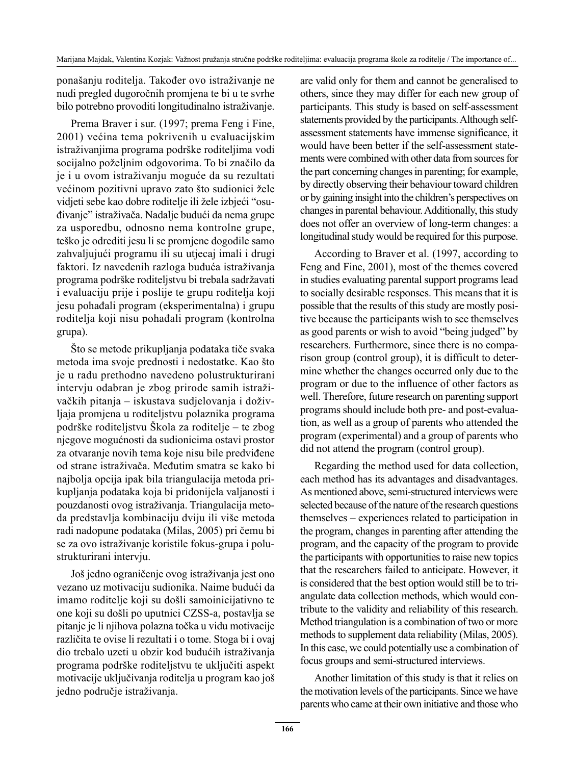ponašanju roditelja. Također ovo istraživanje ne nudi pregled dugoročnih promjena te bi u te svrhe bilo potrebno provoditi longitudinalno istraživanje.

Prema Braver i sur. (1997; prema Feng i Fine, 2001) većina tema pokrivenih u evaluacijskim istraživanjima programa podrške roditeljima vodi socijalno poželjnim odgovorima. To bi značilo da je i u ovom istraživanju moguće da su rezultati većinom pozitivni upravo zato što sudionici žele vidjeti sebe kao dobre roditelje ili žele izbjeći "osuđivanje" istraživača. Nadalje budući da nema grupe za usporedbu, odnosno nema kontrolne grupe, teško je odrediti jesu li se promjene dogodile samo zahvaljujući programu ili su utjecaj imali i drugi faktori. Iz navedenih razloga buduća istraživanja programa podrške roditeljstvu bi trebala sadržavati i evaluaciju prije i poslije te grupu roditelja koji jesu pohađali program (eksperimentalna) i grupu roditelja koji nisu pohađali program (kontrolna grupa).

Što se metode prikupljanja podataka tiče svaka metoda ima svoje prednosti i nedostatke. Kao što je u radu prethodno navedeno polustrukturirani intervju odabran je zbog prirode samih istraživačkih pitanja – iskustava sudjelovanja i doživljaja promjena u roditeljstvu polaznika programa podrške roditeljstvu Škola za roditelje – te zbog njegove mogućnosti da sudionicima ostavi prostor za otvaranje novih tema koje nisu bile predviđene od strane istraživača. Međutim smatra se kako bi najbolja opcija ipak bila triangulacija metoda prikupljanja podataka koja bi pridonijela valjanosti i pouzdanosti ovog istraživanja. Triangulacija metoda predstavlja kombinaciju dviju ili više metoda radi nadopune podataka (Milas, 2005) pri čemu bi se za ovo istraživanje koristile fokus-grupa i polustrukturirani intervju.

Još jedno ograničenje ovog istraživanja jest ono vezano uz motivaciju sudionika. Naime budući da imamo roditelje koji su došli samoinicijativno te one koji su došli po uputnici CZSS-a, postavlja se pitanje je li njihova polazna točka u vidu motivacije različita te ovise li rezultati i o tome. Stoga bi i ovaj dio trebalo uzeti u obzir kod budućih istraživanja programa podrške roditeljstvu te uključiti aspekt motivacije uključivanja roditelja u program kao još jedno područje istraživanja.

are valid only for them and cannot be generalised to others, since they may differ for each new group of participants. This study is based on self-assessment statements provided by the participants. Although self-assessment statements have immense significance, it would have been better if the self-assessment statements were combined with other data from sources for the part concerning changes in parenting; for example, by directly observing their behaviour toward children or by gaining insight into the children's perspectives on changes in parental behaviour. Additionally, this study does not offer an overview of long-term changes: a longitudinal study would be required for this purpose.

According to Braver et al. (1997, according to Feng and Fine, 2001), most of the themes covered in studies evaluating parental support programs lead to socially desirable responses. This means that it is possible that the results of this study are mostly positive because the participants wish to see themselves as good parents or wish to avoid "being judged" by researchers. Furthermore, since there is no comparison group (control group), it is difficult to determine whether the changes occurred only due to the program or due to the influence of other factors as well. Therefore, future research on parenting support programs should include both pre- and post-evaluation, as well as a group of parents who attended the program (experimental) and a group of parents who did not attend the program (control group).

Regarding the method used for data collection, each method has its advantages and disadvantages. As mentioned above, semi-structured interviews were selected because of the nature of the research questions themselves – experiences related to participation in the program, changes in parenting after attending the program, and the capacity of the program to provide the participants with opportunities to raise new topics that the researchers failed to anticipate. However, it is considered that the best option would still be to triangulate data collection methods, which would contribute to the validity and reliability of this research. Method triangulation is a combination of two or more methods to supplement data reliability (Milas, 2005). In this case, we could potentially use a combination of focus groups and semi-structured interviews.

Another limitation of this study is that it relies on the motivation levels of the participants. Since we have parents who came at their own initiative and those who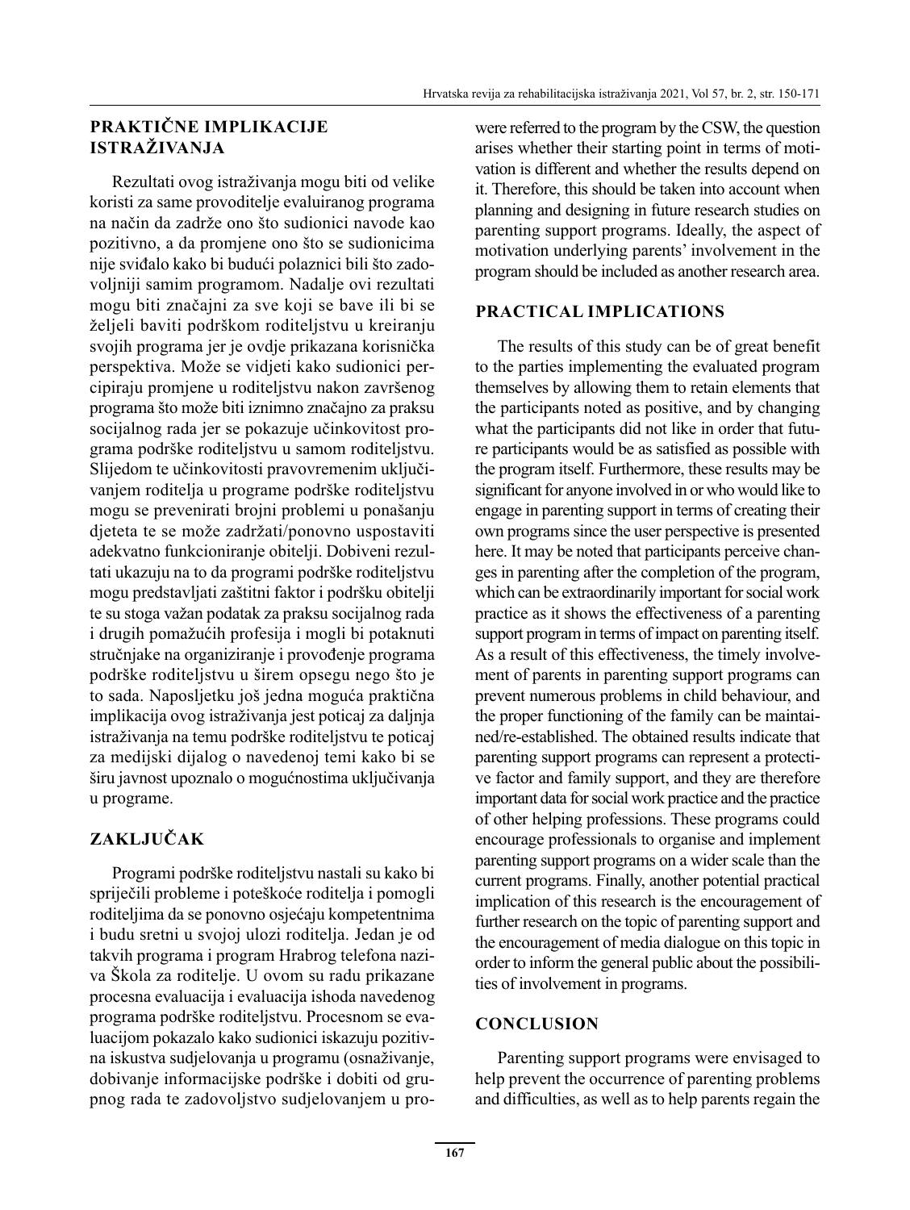## PRAKTIČNE IMPLIKACIJE ISTRAŽIVANJA

Rezultati ovog istraživanja mogu biti od velike koristi za same provoditelje evaluiranog programa na način da zadrže ono što sudionici navode kao pozitivno, a da promjene ono što se sudionicima nije sviđalo kako bi budući polaznici bili što zadovoljniji samim programom. Nadalje ovi rezultati mogu biti značajni za sve koji se bave ili bi se željeli baviti podrškom roditeljstvu u kreiranju svojih programa jer je ovdje prikazana korisnička perspektiva. Može se vidjeti kako sudionici percipiraju promjene u roditeljstvu nakon završenog programa što može biti iznimno značajno za praksu socijalnog rada jer se pokazuje učinkovitost programa podrške roditeljstvu u samom roditeljstvu. Slijedom te učinkovitosti pravovremenim uključivanjem roditelja u programe podrške roditeljstvu mogu se prevenirati brojni problemi u ponašanju djeteta te se može zadržati/ponovno uspostaviti adekvatno funkcioniranje obitelji. Dobiveni rezultati ukazuju na to da programi podrške roditeljstvu mogu predstavljati zaštitni faktor i podršku obitelji te su stoga važan podatak za praksu socijalnog rada i drugih pomažućih profesija i mogli bi potaknuti stručnjake na organiziranje i provođenje programa podrške roditeljstvu u širem opsegu nego što je to sada. Naposljetku još jedna moguća praktična implikacija ovog istraživanja jest poticaj za daljnja istraživanja na temu podrške roditeljstvu te poticaj za medijski dijalog o navedenoj temi kako bi se širu javnost upoznalo o mogućnostima uključivanja u programe.

## ZAKLJUČAK

Programi podrške roditeljstvu nastali su kako bi spriječili probleme i poteškoće roditelja i pomogli roditeljima da se ponovno osjećaju kompetentnima i budu sretni u svojoj ulozi roditelja. Jedan je od takvih programa i program Hrabrog telefona naziva Škola za roditelje. U ovom su radu prikazane procesna evaluacija i evaluacija ishoda navedenog programa podrške roditeljstvu. Procesnom se evaluacijom pokazalo kako sudionici iskazuju pozitivna iskustva sudjelovanja u programu (osnaživanje, dobivanje informacijske podrške i dobiti od grupnog rada te zadovoljstvo sudjelovanjem u pro-

were referred to the program by the CSW, the question arises whether their starting point in terms of motivation is different and whether the results depend on it. Therefore, this should be taken into account when planning and designing in future research studies on parenting support programs. Ideally, the aspect of motivation underlying parents' involvement in the program should be included as another research area.

## PRACTICAL IMPLICATIONS

The results of this study can be of great benefit to the parties implementing the evaluated program themselves by allowing them to retain elements that the participants noted as positive, and by changing what the participants did not like in order that future participants would be as satisfied as possible with the program itself. Furthermore, these results may be significant for anyone involved in or who would like to engage in parenting support in terms of creating their own programs since the user perspective is presented here. It may be noted that participants perceive changes in parenting after the completion of the program, which can be extraordinarily important for social work practice as it shows the effectiveness of a parenting support program in terms of impact on parenting itself. As a result of this effectiveness, the timely involvement of parents in parenting support programs can prevent numerous problems in child behaviour, and the proper functioning of the family can be maintained/re-established. The obtained results indicate that parenting support programs can represent a protective factor and family support, and they are therefore important data for social work practice and the practice of other helping professions. These programs could encourage professionals to organise and implement parenting support programs on a wider scale than the current programs. Finally, another potential practical implication of this research is the encouragement of further research on the topic of parenting support and the encouragement of media dialogue on this topic in order to inform the general public about the possibilities of involvement in programs.

## CONCLUSION

Parenting support programs were envisaged to help prevent the occurrence of parenting problems and difficulties, as well as to help parents regain the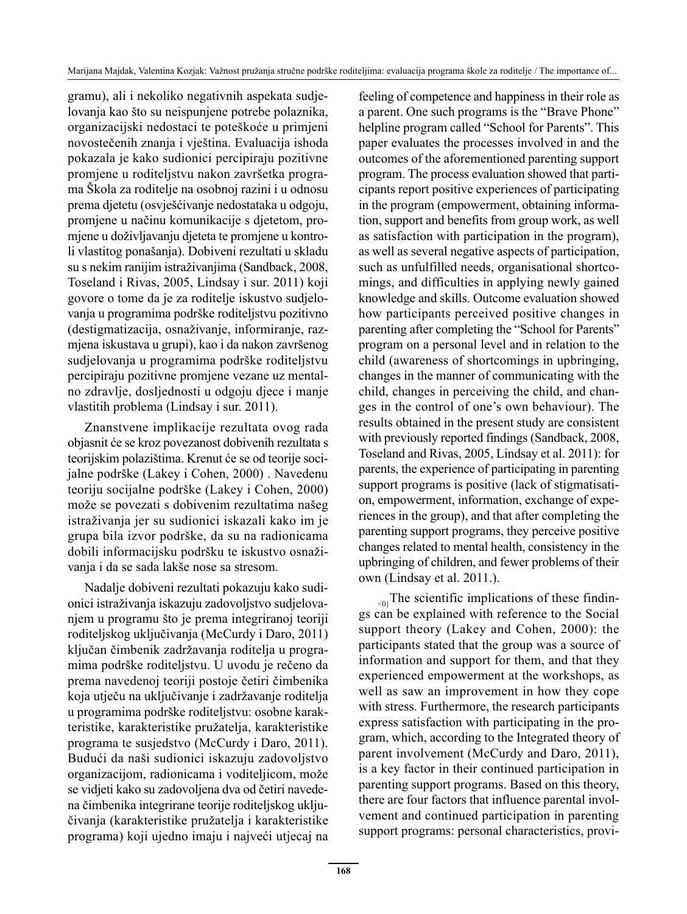gramu), ali i nekoliko negativnih aspekata sudjelovanja kao što su neispunjene potrebe polaznika, organizacijski nedostaci te poteškoće u primjeni novostečenih znanja i vještina. Evaluacija ishoda pokazala je kako sudionici percipiraju pozitivne promjene u roditeljstvu nakon završetka programa Škola za roditelje na osobnoj razini i u odnosu prema djetetu (osvješćivanje nedostataka u odgoju, promjene u načinu komunikacije s djetetom, promjene u doživljavanju djeteta te promjene u kontroli vlastitog ponašanja). Dobiveni rezultati u skladu su s nekim ranijim istraživanjima (Sandback, 2008, Toseland i Rivas, 2005, Lindsay i sur. 2011) koji govore o tome da je za roditelje iskustvo sudjelovanja u programima podrške roditeljstvu pozitivno (destigmatizacija, osnaživanje, informiranje, razmjena iskustava u grupi), kao i da nakon završenog sudjelovanja u programima podrške roditeljstvu percipiraju pozitivne promjene vezane uz mentalno zdravlje, dosljednosti u odgoju djece i manje vlastitih problema (Lindsay i sur. 2011).

Znanstvene implikacije rezultata ovog rada objasnit će se kroz povezanost dobivenih rezultata s teorijskim polazištima. Krenut će se od teorije socijalne podrške (Lakey i Cohen, 2000) . Navedenu teoriju socijalne podrške (Lakey i Cohen, 2000) može se povezati s dobivenim rezultatima našeg istraživanja jer su sudionici iskazali kako im je grupa bila izvor podrške, da su na radionicama dobili informacijsku podršku te iskustvo osnaživanja i da se sada lakše nose sa stresom.

Nadalje dobiveni rezultati pokazuju kako sudionici istraživanja iskazuju zadovoljstvo sudjelovanjem u programu što je prema integriranoj teoriji roditeljskog uključivanja (McCurdy i Daro, 2011) ključan čimbenik zadržavanja roditelja u programima podrške roditeljstvu. U uvodu je rečeno da prema navedenoj teoriji postoje četiri čimbenika koja utječu na uključivanje i zadržavanje roditelja u programima podrške roditeljstvu: osobne karakteristike, karakteristike pružatelja, karakteristike programa te susjedstvo (McCurdy i Daro, 2011). Budući da naši sudionici iskazuju zadovoljstvo organizacijom, radionicama i voditeljicom, može se vidjeti kako su zadovoljena dva od četiri navedena čimbenika integrirane teorije roditeljskog uključivanja (karakteristike pružatelja i karakteristike programa) koji ujedno imaju i najveći utjecaj na

feeling of competence and happiness in their role as a parent. One such programs is the "Brave Phone" helpline program called "School for Parents". This paper evaluates the processes involved in and the outcomes of the aforementioned parenting support program. The process evaluation showed that participants report positive experiences of participating in the program (empowerment, obtaining information, support and benefits from group work, as well as satisfaction with participation in the program), as well as several negative aspects of participation, such as unfulfilled needs, organisational shortcomings, and difficulties in applying newly gained knowledge and skills. Outcome evaluation showed how participants perceived positive changes in parenting after completing the "School for Parents" program on a personal level and in relation to the child (awareness of shortcomings in upbringing, changes in the manner of communicating with the child, changes in perceiving the child, and changes in the control of one's own behaviour). The results obtained in the present study are consistent with previously reported findings (Sandback, 2008, Toseland and Rivas, 2005, Lindsay et al. 2011): for parents, the experience of participating in parenting support programs is positive (lack of stigmatisation, empowerment, information, exchange of experiences in the group), and that after completing the parenting support programs, they perceive positive changes related to mental health, consistency in the upbringing of children, and fewer problems of their own (Lindsay et al. 2011.).

The scientific implications of these findings can be explained with reference to the Social support theory (Lakey and Cohen, 2000): the participants stated that the group was a source of information and support for them, and that they experienced empowerment at the workshops, as well as saw an improvement in how they cope with stress. Furthermore, the research participants express satisfaction with participating in the program, which, according to the Integrated theory of parent involvement (McCurdy and Daro, 2011), is a key factor in their continued participation in parenting support programs. Based on this theory, there are four factors that influence parental involvement and continued participation in parenting support programs: personal characteristics, provi-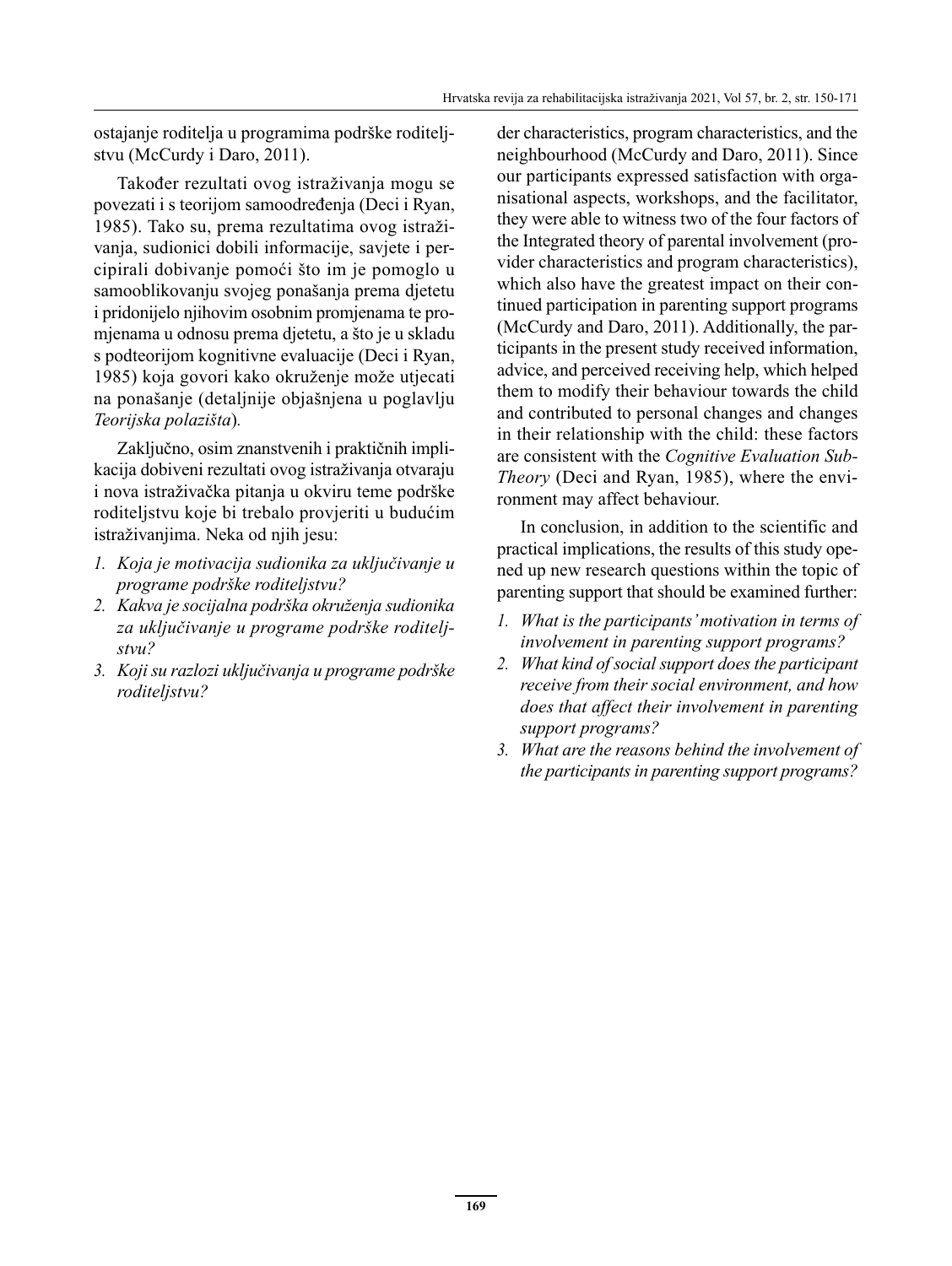ostajanje roditelja u programima podrške roditeljstvu (McCurdy i Daro, 2011).

Također rezultati ovog istraživanja mogu se povezati i s teorijom samoodređenja (Deci i Ryan, 1985). Tako su, prema rezultatima ovog istraživanja, sudionici dobili informacije, savjete i percipirali dobivanje pomoći što im je pomoglo u samooblikovanju svojeg ponašanja prema djetetu i pridonijelo njihovim osobnim promjenama te promjenama u odnosu prema djetetu, a što je u skladu s podteorijom kognitivne evaluacije (Deci i Ryan, 1985) koja govori kako okruženje može utjecati na ponašanje (detaljnije objašnjena u poglavlju *Teorijska polazišta*).

Zaključno, osim znanstvenih i praktičnih implikacija dobiveni rezultati ovog istraživanja otvaraju i nova istraživačka pitanja u okviru teme podrške roditeljstvu koje bi trebalo provjeriti u budućim istraživanjima. Neka od njih jesu:

1. *Koja je motivacija sudionika za uključivanje u programe podrške roditeljstvu?*
2. *Kakva je socijalna podrška okruženja sudionika za uključivanje u programe podrške roditeljstvu?*
3. *Koji su razlozi uključivanja u programe podrške roditeljstvu?*

der characteristics, program characteristics, and the neighbourhood (McCurdy and Daro, 2011). Since our participants expressed satisfaction with organisational aspects, workshops, and the facilitator, they were able to witness two of the four factors of the Integrated theory of parental involvement (provider characteristics and program characteristics), which also have the greatest impact on their continued participation in parenting support programs (McCurdy and Daro, 2011). Additionally, the participants in the present study received information, advice, and perceived receiving help, which helped them to modify their behaviour towards the child and contributed to personal changes and changes in their relationship with the child: these factors are consistent with the *Cognitive Evaluation Sub-Theory* (Deci and Ryan, 1985), where the environment may affect behaviour.

In conclusion, in addition to the scientific and practical implications, the results of this study opened up new research questions within the topic of parenting support that should be examined further:

1. *What is the participants' motivation in terms of involvement in parenting support programs?*
2. *What kind of social support does the participant receive from their social environment, and how does that affect their involvement in parenting support programs?*
3. *What are the reasons behind the involvement of the participants in parenting support programs?*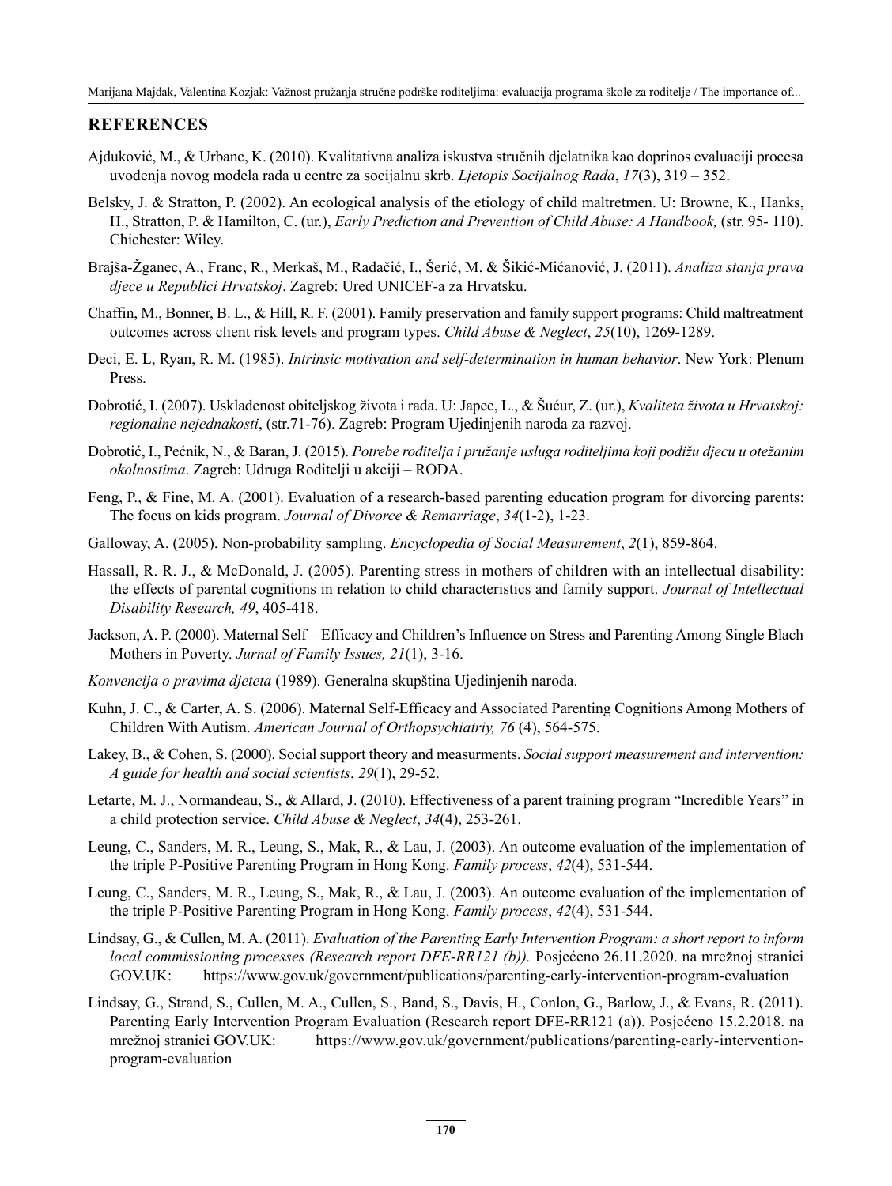## REFERENCES

Ajduković, M., & Urbanc, K. (2010). Kvalitativna analiza iskustva stručnih djelatnika kao doprinos evaluaciji procesa uvođenja novog modela rada u centre za socijalnu skrb. *Ljetopis Socijalnog Rada*, *17*(3), 319 – 352.

Belsky, J. & Stratton, P. (2002). An ecological analysis of the etiology of child maltretmen. U: Browne, K., Hanks, H., Stratton, P. & Hamilton, C. (ur.), *Early Prediction and Prevention of Child Abuse: A Handbook,* (str. 95- 110). Chichester: Wiley.

Brajša-Žganec, A., Franc, R., Merkaš, M., Radačić, I., Šerić, M. & Šikić-Mićanović, J. (2011). *Analiza stanja prava djece u Republici Hrvatskoj*. Zagreb: Ured UNICEF-a za Hrvatsku.

Chaffin, M., Bonner, B. L., & Hill, R. F. (2001). Family preservation and family support programs: Child maltreatment outcomes across client risk levels and program types. *Child Abuse & Neglect*, *25*(10), 1269-1289.

Deci, E. L, Ryan, R. M. (1985). *Intrinsic motivation and self-determination in human behavior*. New York: Plenum Press.

Dobrotić, I. (2007). Usklađenost obiteljskog života i rada. U: Japec, L., & Šućur, Z. (ur.), *Kvaliteta života u Hrvatskoj: regionalne nejednakosti*, (str.71-76). Zagreb: Program Ujedinjenih naroda za razvoj.

Dobrotić, I., Pećnik, N., & Baran, J. (2015). *Potrebe roditelja i pružanje usluga roditeljima koji podižu djecu u otežanim okolnostima*. Zagreb: Udruga Roditelji u akciji – RODA.

Feng, P., & Fine, M. A. (2001). Evaluation of a research-based parenting education program for divorcing parents: The focus on kids program. *Journal of Divorce & Remarriage*, *34*(1-2), 1-23.

Galloway, A. (2005). Non-probability sampling. *Encyclopedia of Social Measurement*, *2*(1), 859-864.

Hassall, R. R. J., & McDonald, J. (2005). Parenting stress in mothers of children with an intellectual disability: the effects of parental cognitions in relation to child characteristics and family support. *Journal of Intellectual Disability Research, 49*, 405-418.

Jackson, A. P. (2000). Maternal Self – Efficacy and Children's Influence on Stress and Parenting Among Single Blach Mothers in Poverty. *Jurnal of Family Issues, 21*(1), 3-16.

*Konvencija o pravima djeteta* (1989). Generalna skupština Ujedinjenih naroda.

Kuhn, J. C., & Carter, A. S. (2006). Maternal Self-Efficacy and Associated Parenting Cognitions Among Mothers of Children With Autism. *American Journal of Orthopsychiatriy, 76* (4), 564-575.

Lakey, B., & Cohen, S. (2000). Social support theory and measurments. *Social support measurement and intervention: A guide for health and social scientists*, *29*(1), 29-52.

Letarte, M. J., Normandeau, S., & Allard, J. (2010). Effectiveness of a parent training program "Incredible Years" in a child protection service. *Child Abuse & Neglect*, *34*(4), 253-261.

Leung, C., Sanders, M. R., Leung, S., Mak, R., & Lau, J. (2003). An outcome evaluation of the implementation of the triple P-Positive Parenting Program in Hong Kong. *Family process*, *42*(4), 531-544.

Leung, C., Sanders, M. R., Leung, S., Mak, R., & Lau, J. (2003). An outcome evaluation of the implementation of the triple P-Positive Parenting Program in Hong Kong. *Family process*, *42*(4), 531-544.

Lindsay, G., & Cullen, M. A. (2011). *Evaluation of the Parenting Early Intervention Program: a short report to inform local commissioning processes (Research report DFE-RR121 (b)).* Posjećeno 26.11.2020. na mrežnoj stranici GOV.UK: https://www.gov.uk/government/publications/parenting-early-intervention-program-evaluation

Lindsay, G., Strand, S., Cullen, M. A., Cullen, S., Band, S., Davis, H., Conlon, G., Barlow, J., & Evans, R. (2011). Parenting Early Intervention Program Evaluation (Research report DFE-RR121 (a)). Posjećeno 15.2.2018. na mrežnoj stranici GOV.UK: https://www.gov.uk/government/publications/parenting-early-intervention-program-evaluation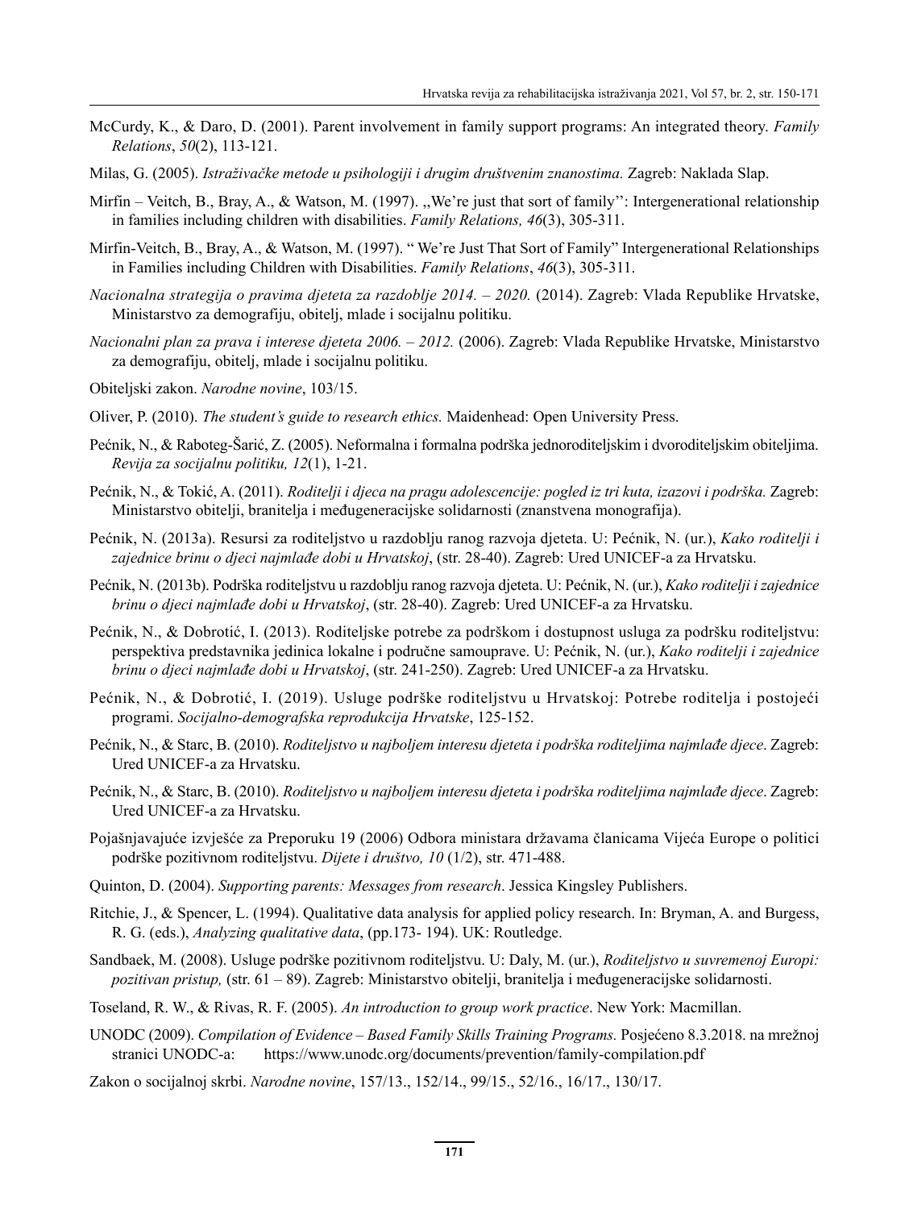McCurdy, K., & Daro, D. (2001). Parent involvement in family support programs: An integrated theory. *Family Relations*, *50*(2), 113-121.

Milas, G. (2005). *Istraživačke metode u psihologiji i drugim društvenim znanostima.* Zagreb: Naklada Slap.

Mirfin – Veitch, B., Bray, A., & Watson, M. (1997). ,,We're just that sort of family'': Intergenerational relationship in families including children with disabilities. *Family Relations, 46*(3), 305-311.

Mirfin-Veitch, B., Bray, A., & Watson, M. (1997). " We're Just That Sort of Family" Intergenerational Relationships in Families including Children with Disabilities. *Family Relations*, *46*(3), 305-311.

*Nacionalna strategija o pravima djeteta za razdoblje 2014. – 2020.* (2014). Zagreb: Vlada Republike Hrvatske, Ministarstvo za demografiju, obitelj, mlade i socijalnu politiku.

*Nacionalni plan za prava i interese djeteta 2006. – 2012.* (2006). Zagreb: Vlada Republike Hrvatske, Ministarstvo za demografiju, obitelj, mlade i socijalnu politiku.

Obiteljski zakon. *Narodne novine*, 103/15.

Oliver, P. (2010). *The student's guide to research ethics.* Maidenhead: Open University Press.

Pećnik, N., & Raboteg-Šarić, Z. (2005). Neformalna i formalna podrška jednoroditeljskim i dvoroditeljskim obiteljima. *Revija za socijalnu politiku, 12*(1), 1-21.

Pećnik, N., & Tokić, A. (2011). *Roditelji i djeca na pragu adolescencije: pogled iz tri kuta, izazovi i podrška.* Zagreb: Ministarstvo obitelji, branitelja i međugeneracijske solidarnosti (znanstvena monografija).

Pećnik, N. (2013a). Resursi za roditeljstvo u razdoblju ranog razvoja djeteta. U: Pećnik, N. (ur.), *Kako roditelji i zajednice brinu o djeci najmlađe dobi u Hrvatskoj*, (str. 28-40). Zagreb: Ured UNICEF-a za Hrvatsku.

Pećnik, N. (2013b). Podrška roditeljstvu u razdoblju ranog razvoja djeteta. U: Pećnik, N. (ur.), *Kako roditelji i zajednice brinu o djeci najmlađe dobi u Hrvatskoj*, (str. 28-40). Zagreb: Ured UNICEF-a za Hrvatsku.

Pećnik, N., & Dobrotić, I. (2013). Roditeljske potrebe za podrškom i dostupnost usluga za podršku roditeljstvu: perspektiva predstavnika jedinica lokalne i područne samouprave. U: Pećnik, N. (ur.), *Kako roditelji i zajednice brinu o djeci najmlađe dobi u Hrvatskoj*, (str. 241-250). Zagreb: Ured UNICEF-a za Hrvatsku.

Pećnik, N., & Dobrotić, I. (2019). Usluge podrške roditeljstvu u Hrvatskoj: Potrebe roditelja i postojeći programi. *Socijalno-demografska reprodukcija Hrvatske*, 125-152.

Pećnik, N., & Starc, B. (2010). *Roditeljstvo u najboljem interesu djeteta i podrška roditeljima najmlađe djece*. Zagreb: Ured UNICEF-a za Hrvatsku.

Pećnik, N., & Starc, B. (2010). *Roditeljstvo u najboljem interesu djeteta i podrška roditeljima najmlađe djece*. Zagreb: Ured UNICEF-a za Hrvatsku.

Pojašnjavajuće izvješće za Preporuku 19 (2006) Odbora ministara državama članicama Vijeća Europe o politici podrške pozitivnom roditeljstvu. *Dijete i društvo, 10* (1/2), str. 471-488.

Quinton, D. (2004). *Supporting parents: Messages from research*. Jessica Kingsley Publishers.

Ritchie, J., & Spencer, L. (1994). Qualitative data analysis for applied policy research. In: Bryman, A. and Burgess, R. G. (eds.), *Analyzing qualitative data*, (pp.173- 194). UK: Routledge.

Sandbaek, M. (2008). Usluge podrške pozitivnom roditeljstvu. U: Daly, M. (ur.), *Roditeljstvo u suvremenoj Europi: pozitivan pristup,* (str. 61 – 89). Zagreb: Ministarstvo obitelji, branitelja i međugeneracijske solidarnosti.

Toseland, R. W., & Rivas, R. F. (2005). *An introduction to group work practice*. New York: Macmillan.

UNODC (2009). *Compilation of Evidence – Based Family Skills Training Programs.* Posjećeno 8.3.2018. na mrežnoj stranici UNODC-a: https://www.unodc.org/documents/prevention/family-compilation.pdf

Zakon o socijalnoj skrbi. *Narodne novine*, 157/13., 152/14., 99/15., 52/16., 16/17., 130/17.